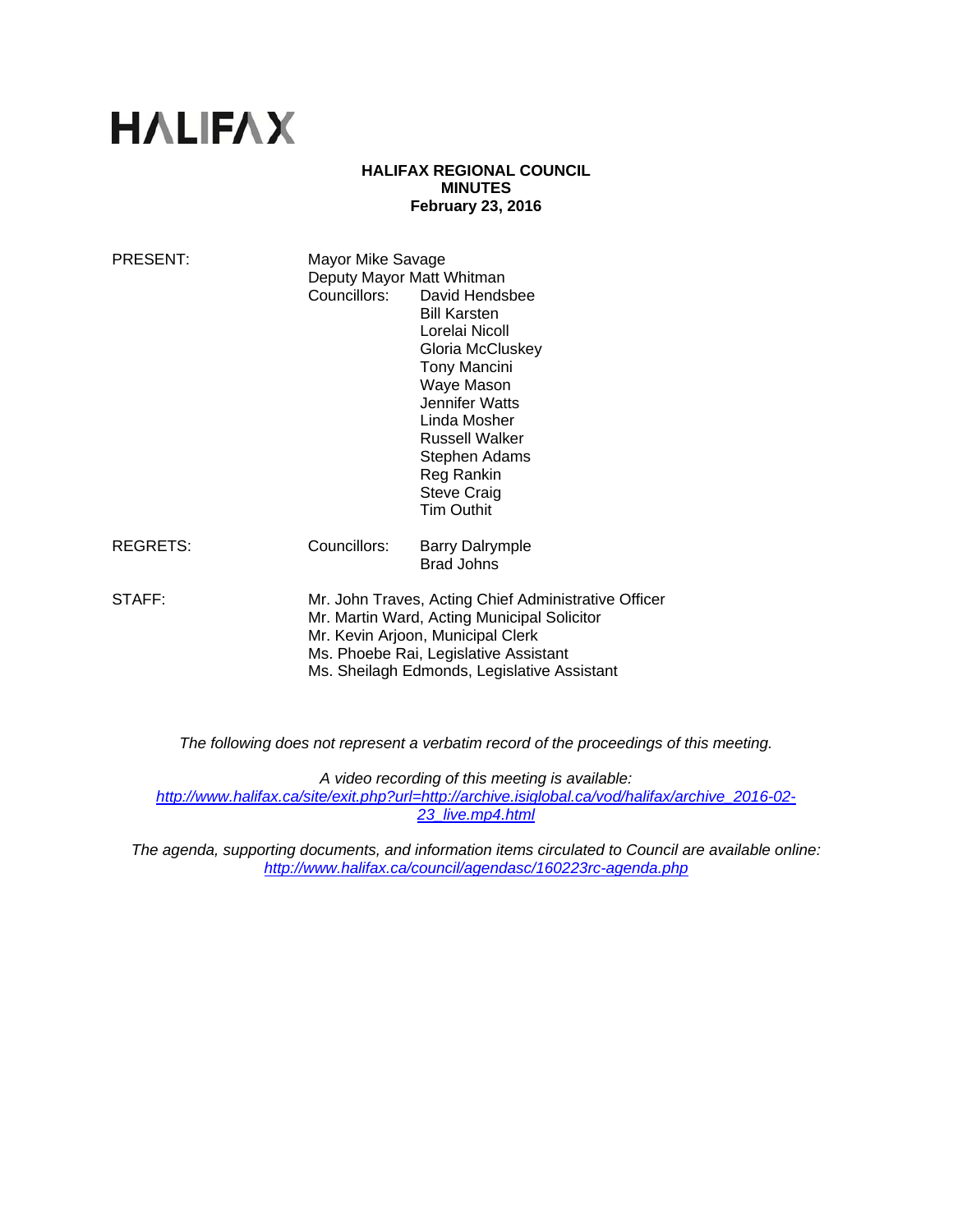# HALIFAX

**HALIFAX REGIONAL COUNCIL**
**MINUTES**
**February 23, 2016**

PRESENT:

Mayor Mike Savage
Deputy Mayor Matt Whitman
Councillors: David Hendsbee
Bill Karsten
Lorelai Nicoll
Gloria McCluskey
Tony Mancini
Waye Mason
Jennifer Watts
Linda Mosher
Russell Walker
Stephen Adams
Reg Rankin
Steve Craig
Tim Outhit

REGRETS:

Councillors: Barry Dalrymple
Brad Johns

STAFF:

Mr. John Traves, Acting Chief Administrative Officer
Mr. Martin Ward, Acting Municipal Solicitor
Mr. Kevin Arjoon, Municipal Clerk
Ms. Phoebe Rai, Legislative Assistant
Ms. Sheilagh Edmonds, Legislative Assistant

*The following does not represent a verbatim record of the proceedings of this meeting.*

*A video recording of this meeting is available:*
*http://www.halifax.ca/site/exit.php?url=http://archive.isiglobal.ca/vod/halifax/archive_2016-02-23_live.mp4.html*

*The agenda, supporting documents, and information items circulated to Council are available online:*
*http://www.halifax.ca/council/agendasc/160223rc-agenda.php*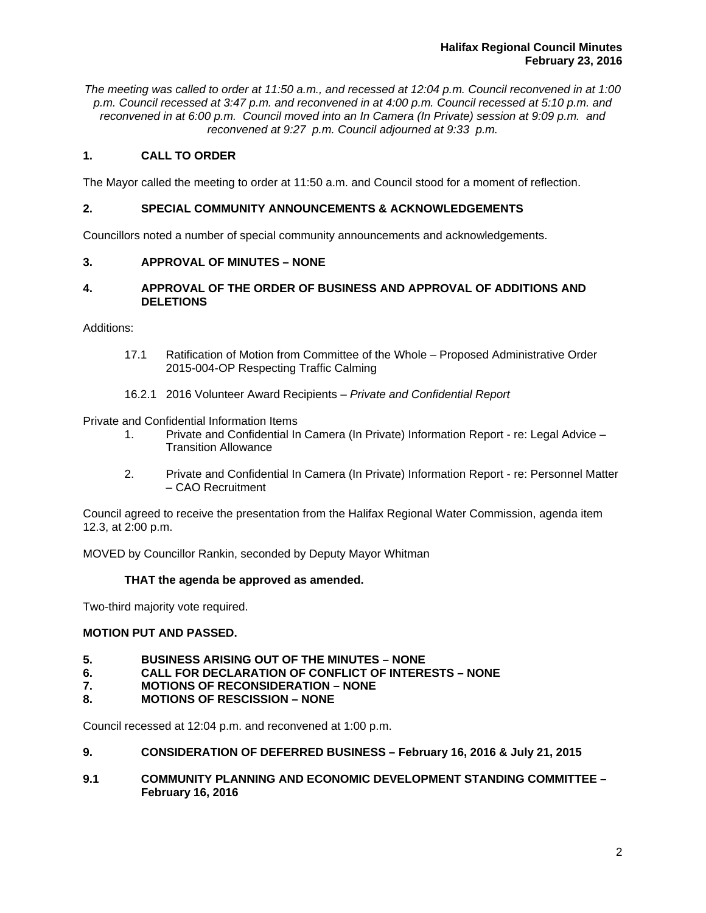*The meeting was called to order at 11:50 a.m., and recessed at 12:04 p.m. Council reconvened in at 1:00 p.m. Council recessed at 3:47 p.m. and reconvened in at 4:00 p.m. Council recessed at 5:10 p.m. and reconvened in at 6:00 p.m. Council moved into an In Camera (In Private) session at 9:09 p.m. and reconvened at 9:27 p.m. Council adjourned at 9:33 p.m.*

## 1. CALL TO ORDER

The Mayor called the meeting to order at 11:50 a.m. and Council stood for a moment of reflection.

## 2. SPECIAL COMMUNITY ANNOUNCEMENTS & ACKNOWLEDGEMENTS

Councillors noted a number of special community announcements and acknowledgements.

## 3. APPROVAL OF MINUTES – NONE

## 4. APPROVAL OF THE ORDER OF BUSINESS AND APPROVAL OF ADDITIONS AND DELETIONS

Additions:

- 17.1 Ratification of Motion from Committee of the Whole – Proposed Administrative Order 2015-004-OP Respecting Traffic Calming
- 16.2.1 2016 Volunteer Award Recipients – *Private and Confidential Report*

Private and Confidential Information Items

1. Private and Confidential In Camera (In Private) Information Report - re: Legal Advice – Transition Allowance
2. Private and Confidential In Camera (In Private) Information Report - re: Personnel Matter – CAO Recruitment

Council agreed to receive the presentation from the Halifax Regional Water Commission, agenda item 12.3, at 2:00 p.m.

MOVED by Councillor Rankin, seconded by Deputy Mayor Whitman

**THAT the agenda be approved as amended.**

Two-third majority vote required.

**MOTION PUT AND PASSED.**

## 5. BUSINESS ARISING OUT OF THE MINUTES – NONE
## 6. CALL FOR DECLARATION OF CONFLICT OF INTERESTS – NONE
## 7. MOTIONS OF RECONSIDERATION – NONE
## 8. MOTIONS OF RESCISSION – NONE

Council recessed at 12:04 p.m. and reconvened at 1:00 p.m.

## 9. CONSIDERATION OF DEFERRED BUSINESS – February 16, 2016 & July 21, 2015

### 9.1 COMMUNITY PLANNING AND ECONOMIC DEVELOPMENT STANDING COMMITTEE – February 16, 2016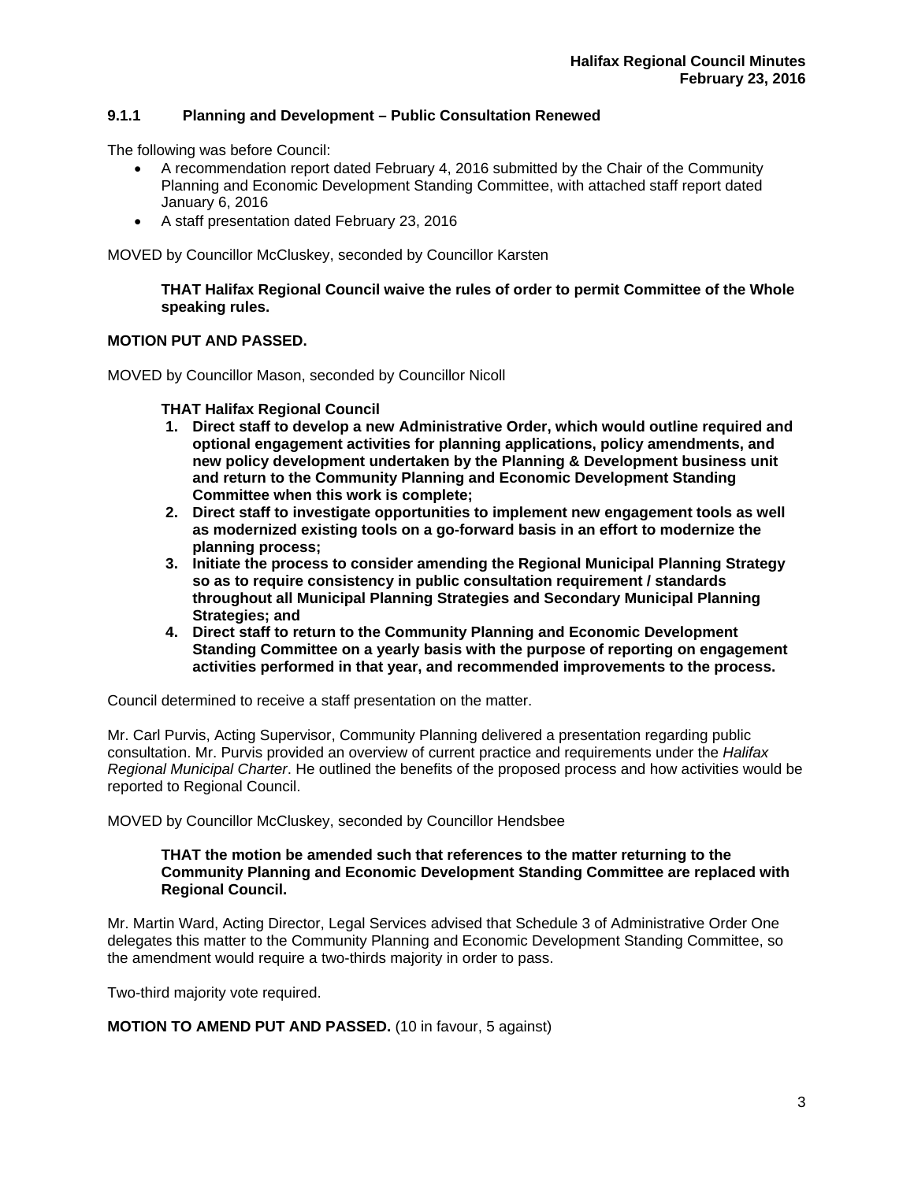### 9.1.1 Planning and Development – Public Consultation Renewed

The following was before Council:

- A recommendation report dated February 4, 2016 submitted by the Chair of the Community Planning and Economic Development Standing Committee, with attached staff report dated January 6, 2016
- A staff presentation dated February 23, 2016

MOVED by Councillor McCluskey, seconded by Councillor Karsten

> **THAT Halifax Regional Council waive the rules of order to permit Committee of the Whole speaking rules.**

**MOTION PUT AND PASSED.**

MOVED by Councillor Mason, seconded by Councillor Nicoll

> **THAT Halifax Regional Council**
>
> 1. **Direct staff to develop a new Administrative Order, which would outline required and optional engagement activities for planning applications, policy amendments, and new policy development undertaken by the Planning & Development business unit and return to the Community Planning and Economic Development Standing Committee when this work is complete;**
> 2. **Direct staff to investigate opportunities to implement new engagement tools as well as modernized existing tools on a go-forward basis in an effort to modernize the planning process;**
> 3. **Initiate the process to consider amending the Regional Municipal Planning Strategy so as to require consistency in public consultation requirement / standards throughout all Municipal Planning Strategies and Secondary Municipal Planning Strategies; and**
> 4. **Direct staff to return to the Community Planning and Economic Development Standing Committee on a yearly basis with the purpose of reporting on engagement activities performed in that year, and recommended improvements to the process.**

Council determined to receive a staff presentation on the matter.

Mr. Carl Purvis, Acting Supervisor, Community Planning delivered a presentation regarding public consultation. Mr. Purvis provided an overview of current practice and requirements under the *Halifax Regional Municipal Charter*. He outlined the benefits of the proposed process and how activities would be reported to Regional Council.

MOVED by Councillor McCluskey, seconded by Councillor Hendsbee

> **THAT the motion be amended such that references to the matter returning to the Community Planning and Economic Development Standing Committee are replaced with Regional Council.**

Mr. Martin Ward, Acting Director, Legal Services advised that Schedule 3 of Administrative Order One delegates this matter to the Community Planning and Economic Development Standing Committee, so the amendment would require a two-thirds majority in order to pass.

Two-third majority vote required.

**MOTION TO AMEND PUT AND PASSED.** (10 in favour, 5 against)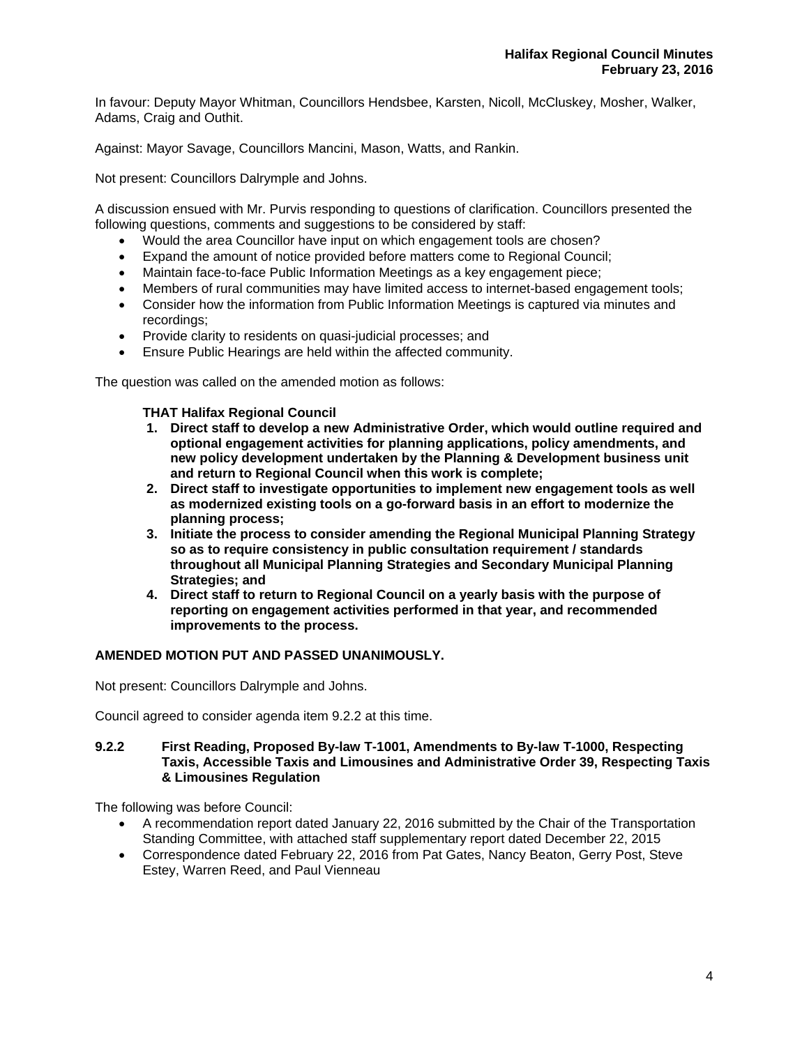In favour: Deputy Mayor Whitman, Councillors Hendsbee, Karsten, Nicoll, McCluskey, Mosher, Walker, Adams, Craig and Outhit.

Against: Mayor Savage, Councillors Mancini, Mason, Watts, and Rankin.

Not present: Councillors Dalrymple and Johns.

A discussion ensued with Mr. Purvis responding to questions of clarification. Councillors presented the following questions, comments and suggestions to be considered by staff:

- Would the area Councillor have input on which engagement tools are chosen?
- Expand the amount of notice provided before matters come to Regional Council;
- Maintain face-to-face Public Information Meetings as a key engagement piece;
- Members of rural communities may have limited access to internet-based engagement tools;
- Consider how the information from Public Information Meetings is captured via minutes and recordings;
- Provide clarity to residents on quasi-judicial processes; and
- Ensure Public Hearings are held within the affected community.

The question was called on the amended motion as follows:

**THAT Halifax Regional Council**

1. **Direct staff to develop a new Administrative Order, which would outline required and optional engagement activities for planning applications, policy amendments, and new policy development undertaken by the Planning & Development business unit and return to Regional Council when this work is complete;**
2. **Direct staff to investigate opportunities to implement new engagement tools as well as modernized existing tools on a go-forward basis in an effort to modernize the planning process;**
3. **Initiate the process to consider amending the Regional Municipal Planning Strategy so as to require consistency in public consultation requirement / standards throughout all Municipal Planning Strategies and Secondary Municipal Planning Strategies; and**
4. **Direct staff to return to Regional Council on a yearly basis with the purpose of reporting on engagement activities performed in that year, and recommended improvements to the process.**

**AMENDED MOTION PUT AND PASSED UNANIMOUSLY.**

Not present: Councillors Dalrymple and Johns.

Council agreed to consider agenda item 9.2.2 at this time.

**9.2.2 First Reading, Proposed By-law T-1001, Amendments to By-law T-1000, Respecting Taxis, Accessible Taxis and Limousines and Administrative Order 39, Respecting Taxis & Limousines Regulation**

The following was before Council:

- A recommendation report dated January 22, 2016 submitted by the Chair of the Transportation Standing Committee, with attached staff supplementary report dated December 22, 2015
- Correspondence dated February 22, 2016 from Pat Gates, Nancy Beaton, Gerry Post, Steve Estey, Warren Reed, and Paul Vienneau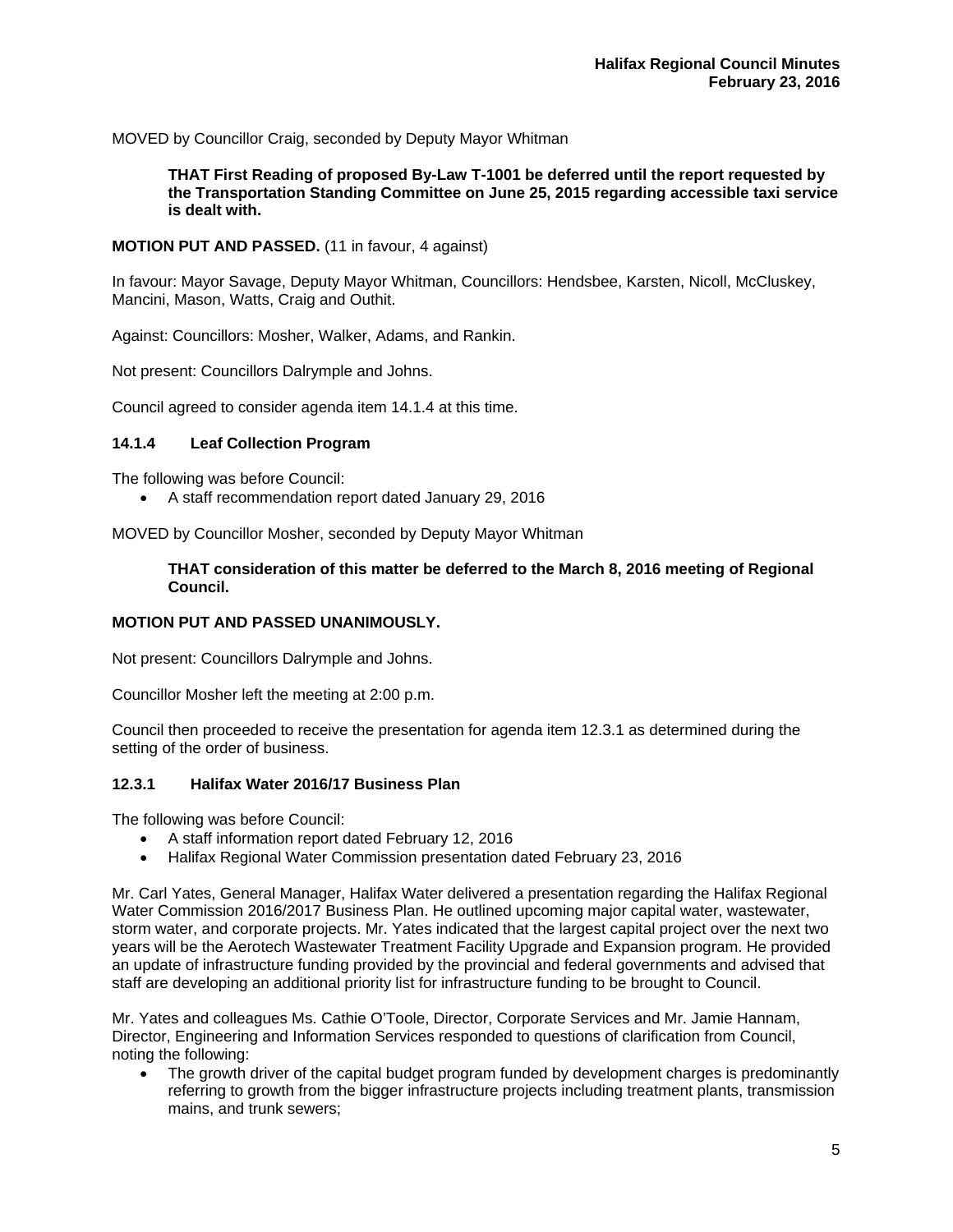MOVED by Councillor Craig, seconded by Deputy Mayor Whitman

> **THAT First Reading of proposed By-Law T-1001 be deferred until the report requested by the Transportation Standing Committee on June 25, 2015 regarding accessible taxi service is dealt with.**

**MOTION PUT AND PASSED.** (11 in favour, 4 against)

In favour: Mayor Savage, Deputy Mayor Whitman, Councillors: Hendsbee, Karsten, Nicoll, McCluskey, Mancini, Mason, Watts, Craig and Outhit.

Against: Councillors: Mosher, Walker, Adams, and Rankin.

Not present: Councillors Dalrymple and Johns.

Council agreed to consider agenda item 14.1.4 at this time.

### 14.1.4 Leaf Collection Program

The following was before Council:

- A staff recommendation report dated January 29, 2016

MOVED by Councillor Mosher, seconded by Deputy Mayor Whitman

> **THAT consideration of this matter be deferred to the March 8, 2016 meeting of Regional Council.**

**MOTION PUT AND PASSED UNANIMOUSLY.**

Not present: Councillors Dalrymple and Johns.

Councillor Mosher left the meeting at 2:00 p.m.

Council then proceeded to receive the presentation for agenda item 12.3.1 as determined during the setting of the order of business.

### 12.3.1 Halifax Water 2016/17 Business Plan

The following was before Council:

- A staff information report dated February 12, 2016
- Halifax Regional Water Commission presentation dated February 23, 2016

Mr. Carl Yates, General Manager, Halifax Water delivered a presentation regarding the Halifax Regional Water Commission 2016/2017 Business Plan. He outlined upcoming major capital water, wastewater, storm water, and corporate projects. Mr. Yates indicated that the largest capital project over the next two years will be the Aerotech Wastewater Treatment Facility Upgrade and Expansion program. He provided an update of infrastructure funding provided by the provincial and federal governments and advised that staff are developing an additional priority list for infrastructure funding to be brought to Council.

Mr. Yates and colleagues Ms. Cathie O'Toole, Director, Corporate Services and Mr. Jamie Hannam, Director, Engineering and Information Services responded to questions of clarification from Council, noting the following:

- The growth driver of the capital budget program funded by development charges is predominantly referring to growth from the bigger infrastructure projects including treatment plants, transmission mains, and trunk sewers;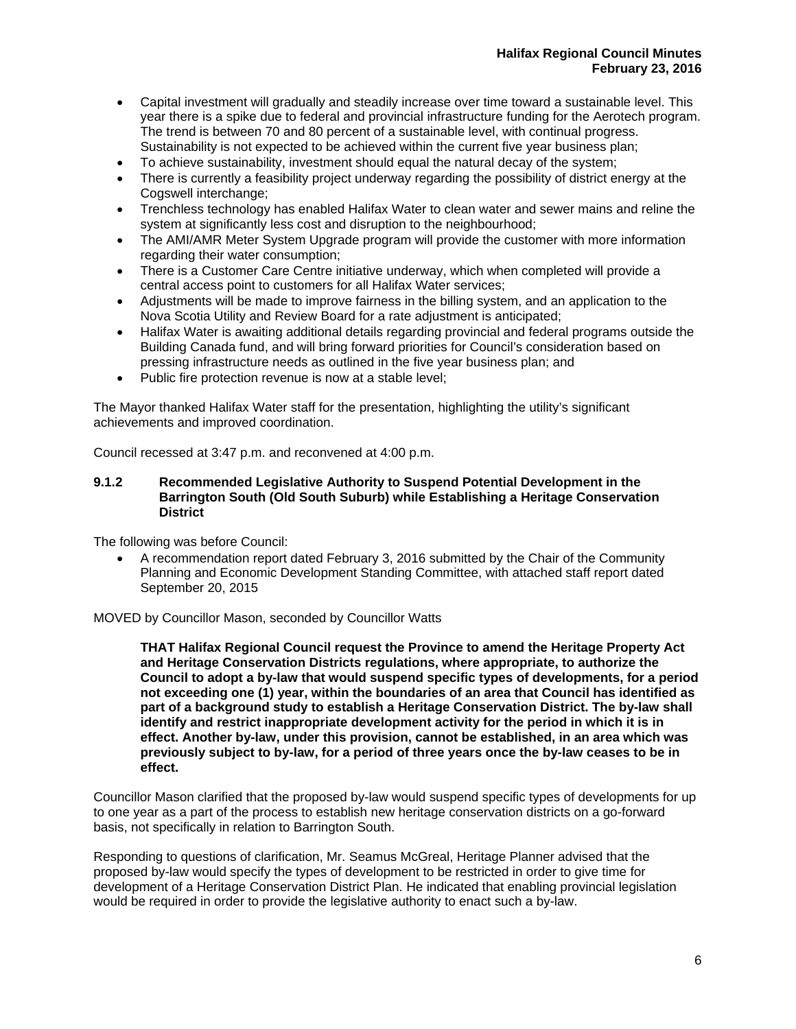- Capital investment will gradually and steadily increase over time toward a sustainable level. This year there is a spike due to federal and provincial infrastructure funding for the Aerotech program. The trend is between 70 and 80 percent of a sustainable level, with continual progress. Sustainability is not expected to be achieved within the current five year business plan;
- To achieve sustainability, investment should equal the natural decay of the system;
- There is currently a feasibility project underway regarding the possibility of district energy at the Cogswell interchange;
- Trenchless technology has enabled Halifax Water to clean water and sewer mains and reline the system at significantly less cost and disruption to the neighbourhood;
- The AMI/AMR Meter System Upgrade program will provide the customer with more information regarding their water consumption;
- There is a Customer Care Centre initiative underway, which when completed will provide a central access point to customers for all Halifax Water services;
- Adjustments will be made to improve fairness in the billing system, and an application to the Nova Scotia Utility and Review Board for a rate adjustment is anticipated;
- Halifax Water is awaiting additional details regarding provincial and federal programs outside the Building Canada fund, and will bring forward priorities for Council's consideration based on pressing infrastructure needs as outlined in the five year business plan; and
- Public fire protection revenue is now at a stable level;

The Mayor thanked Halifax Water staff for the presentation, highlighting the utility's significant achievements and improved coordination.

Council recessed at 3:47 p.m. and reconvened at 4:00 p.m.

### 9.1.2 Recommended Legislative Authority to Suspend Potential Development in the Barrington South (Old South Suburb) while Establishing a Heritage Conservation District

The following was before Council:

- A recommendation report dated February 3, 2016 submitted by the Chair of the Community Planning and Economic Development Standing Committee, with attached staff report dated September 20, 2015

MOVED by Councillor Mason, seconded by Councillor Watts

> **THAT Halifax Regional Council request the Province to amend the Heritage Property Act and Heritage Conservation Districts regulations, where appropriate, to authorize the Council to adopt a by-law that would suspend specific types of developments, for a period not exceeding one (1) year, within the boundaries of an area that Council has identified as part of a background study to establish a Heritage Conservation District. The by-law shall identify and restrict inappropriate development activity for the period in which it is in effect. Another by-law, under this provision, cannot be established, in an area which was previously subject to by-law, for a period of three years once the by-law ceases to be in effect.**

Councillor Mason clarified that the proposed by-law would suspend specific types of developments for up to one year as a part of the process to establish new heritage conservation districts on a go-forward basis, not specifically in relation to Barrington South.

Responding to questions of clarification, Mr. Seamus McGreal, Heritage Planner advised that the proposed by-law would specify the types of development to be restricted in order to give time for development of a Heritage Conservation District Plan. He indicated that enabling provincial legislation would be required in order to provide the legislative authority to enact such a by-law.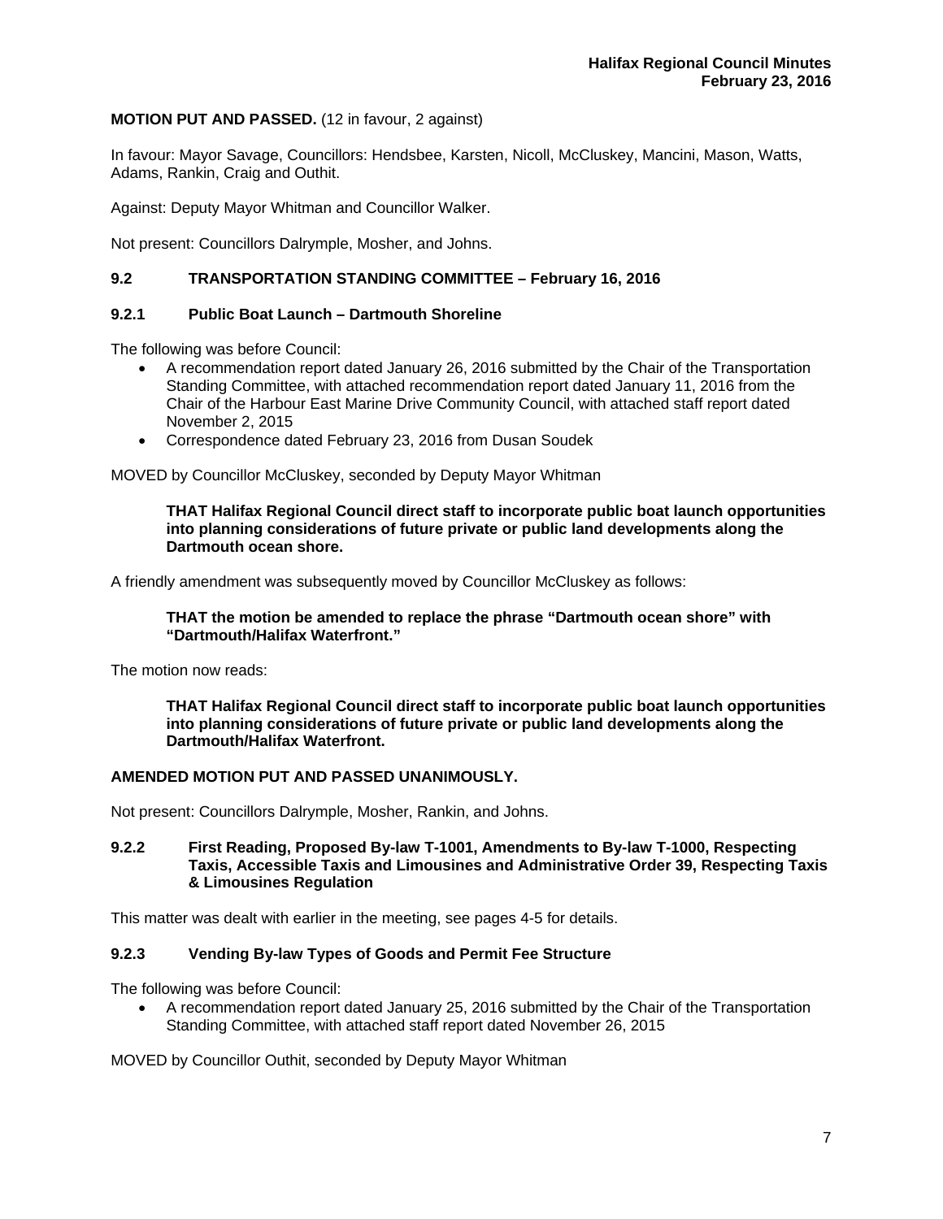**MOTION PUT AND PASSED.** (12 in favour, 2 against)

In favour: Mayor Savage, Councillors: Hendsbee, Karsten, Nicoll, McCluskey, Mancini, Mason, Watts, Adams, Rankin, Craig and Outhit.

Against: Deputy Mayor Whitman and Councillor Walker.

Not present: Councillors Dalrymple, Mosher, and Johns.

### 9.2 TRANSPORTATION STANDING COMMITTEE – February 16, 2016

### 9.2.1 Public Boat Launch – Dartmouth Shoreline

The following was before Council:

- A recommendation report dated January 26, 2016 submitted by the Chair of the Transportation Standing Committee, with attached recommendation report dated January 11, 2016 from the Chair of the Harbour East Marine Drive Community Council, with attached staff report dated November 2, 2015
- Correspondence dated February 23, 2016 from Dusan Soudek

MOVED by Councillor McCluskey, seconded by Deputy Mayor Whitman

> **THAT Halifax Regional Council direct staff to incorporate public boat launch opportunities into planning considerations of future private or public land developments along the Dartmouth ocean shore.**

A friendly amendment was subsequently moved by Councillor McCluskey as follows:

> **THAT the motion be amended to replace the phrase "Dartmouth ocean shore" with "Dartmouth/Halifax Waterfront."**

The motion now reads:

> **THAT Halifax Regional Council direct staff to incorporate public boat launch opportunities into planning considerations of future private or public land developments along the Dartmouth/Halifax Waterfront.**

**AMENDED MOTION PUT AND PASSED UNANIMOUSLY.**

Not present: Councillors Dalrymple, Mosher, Rankin, and Johns.

### 9.2.2 First Reading, Proposed By-law T-1001, Amendments to By-law T-1000, Respecting Taxis, Accessible Taxis and Limousines and Administrative Order 39, Respecting Taxis & Limousines Regulation

This matter was dealt with earlier in the meeting, see pages 4-5 for details.

### 9.2.3 Vending By-law Types of Goods and Permit Fee Structure

The following was before Council:

- A recommendation report dated January 25, 2016 submitted by the Chair of the Transportation Standing Committee, with attached staff report dated November 26, 2015

MOVED by Councillor Outhit, seconded by Deputy Mayor Whitman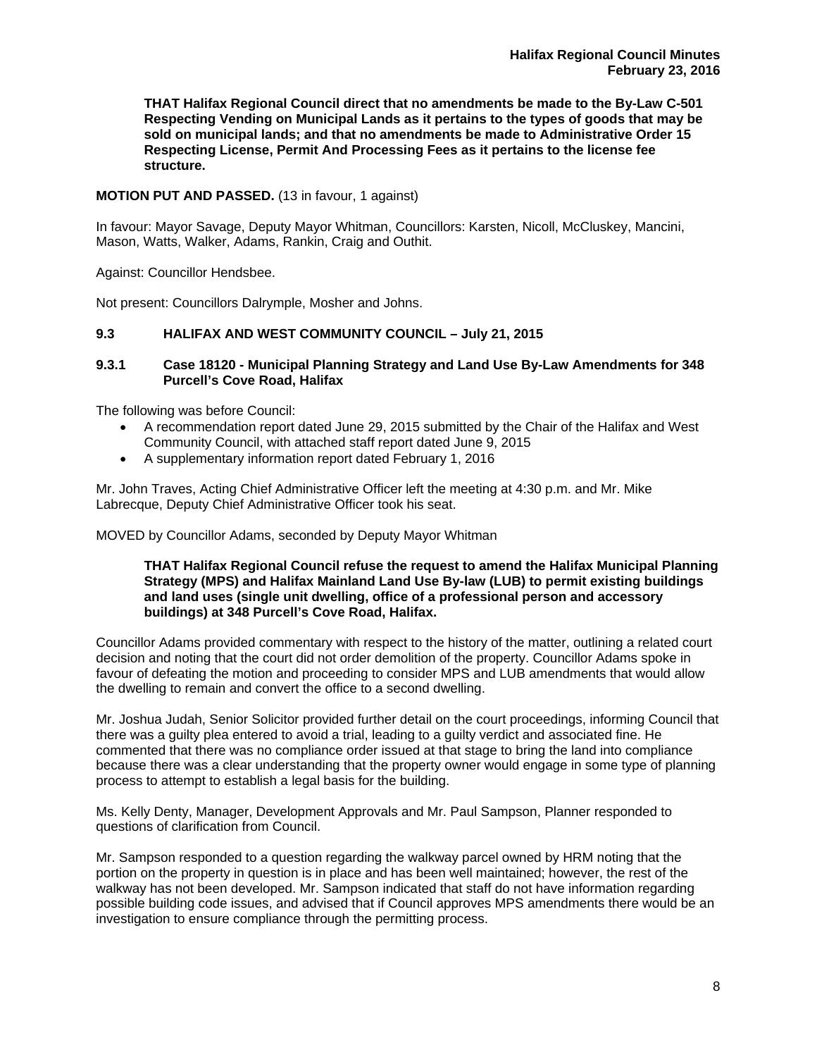**THAT Halifax Regional Council direct that no amendments be made to the By-Law C-501 Respecting Vending on Municipal Lands as it pertains to the types of goods that may be sold on municipal lands; and that no amendments be made to Administrative Order 15 Respecting License, Permit And Processing Fees as it pertains to the license fee structure.**

**MOTION PUT AND PASSED.** (13 in favour, 1 against)

In favour: Mayor Savage, Deputy Mayor Whitman, Councillors: Karsten, Nicoll, McCluskey, Mancini, Mason, Watts, Walker, Adams, Rankin, Craig and Outhit.

Against: Councillor Hendsbee.

Not present: Councillors Dalrymple, Mosher and Johns.

### 9.3 HALIFAX AND WEST COMMUNITY COUNCIL – July 21, 2015

#### 9.3.1 Case 18120 - Municipal Planning Strategy and Land Use By-Law Amendments for 348 Purcell's Cove Road, Halifax

The following was before Council:

- A recommendation report dated June 29, 2015 submitted by the Chair of the Halifax and West Community Council, with attached staff report dated June 9, 2015
- A supplementary information report dated February 1, 2016

Mr. John Traves, Acting Chief Administrative Officer left the meeting at 4:30 p.m. and Mr. Mike Labrecque, Deputy Chief Administrative Officer took his seat.

MOVED by Councillor Adams, seconded by Deputy Mayor Whitman

**THAT Halifax Regional Council refuse the request to amend the Halifax Municipal Planning Strategy (MPS) and Halifax Mainland Land Use By-law (LUB) to permit existing buildings and land uses (single unit dwelling, office of a professional person and accessory buildings) at 348 Purcell's Cove Road, Halifax.**

Councillor Adams provided commentary with respect to the history of the matter, outlining a related court decision and noting that the court did not order demolition of the property. Councillor Adams spoke in favour of defeating the motion and proceeding to consider MPS and LUB amendments that would allow the dwelling to remain and convert the office to a second dwelling.

Mr. Joshua Judah, Senior Solicitor provided further detail on the court proceedings, informing Council that there was a guilty plea entered to avoid a trial, leading to a guilty verdict and associated fine. He commented that there was no compliance order issued at that stage to bring the land into compliance because there was a clear understanding that the property owner would engage in some type of planning process to attempt to establish a legal basis for the building.

Ms. Kelly Denty, Manager, Development Approvals and Mr. Paul Sampson, Planner responded to questions of clarification from Council.

Mr. Sampson responded to a question regarding the walkway parcel owned by HRM noting that the portion on the property in question is in place and has been well maintained; however, the rest of the walkway has not been developed. Mr. Sampson indicated that staff do not have information regarding possible building code issues, and advised that if Council approves MPS amendments there would be an investigation to ensure compliance through the permitting process.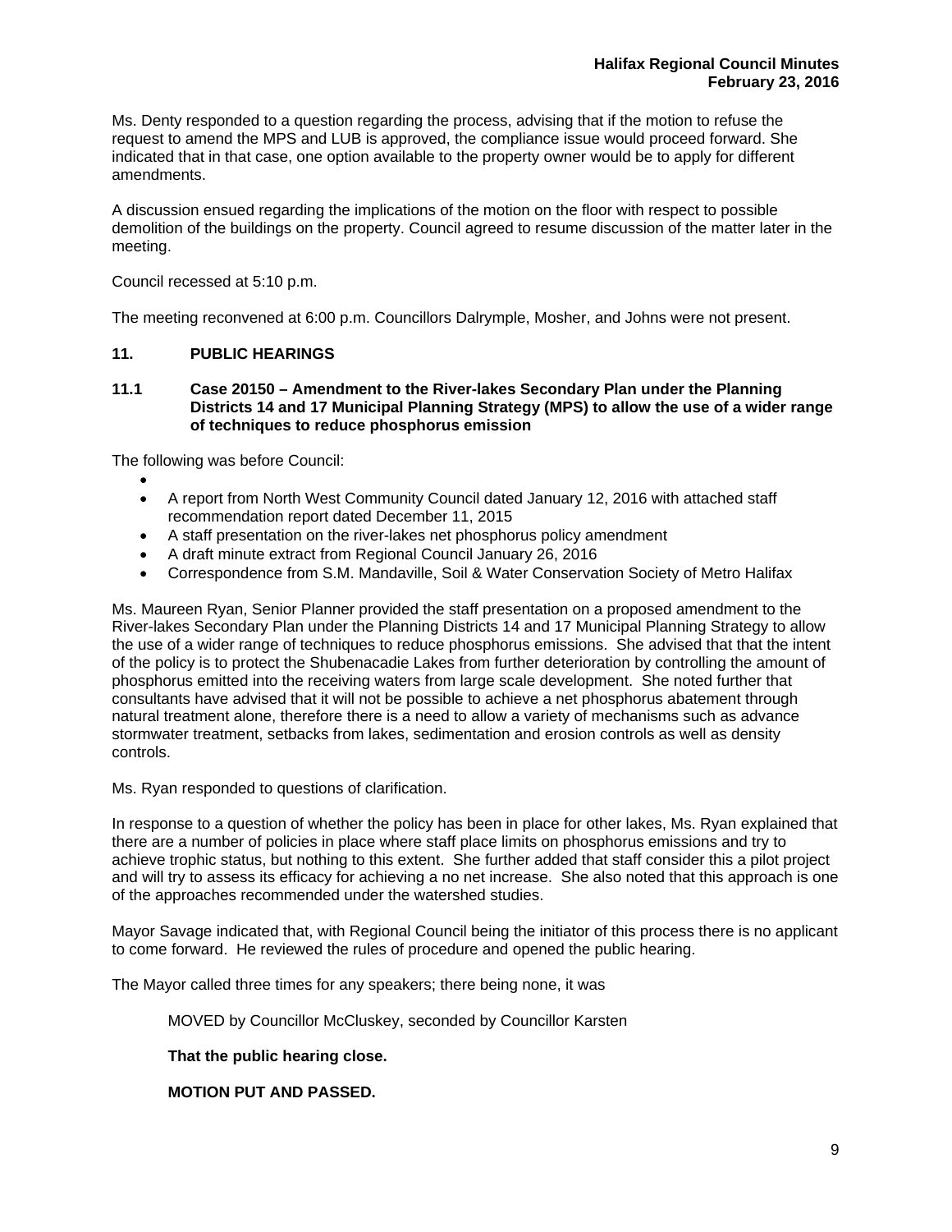Ms. Denty responded to a question regarding the process, advising that if the motion to refuse the request to amend the MPS and LUB is approved, the compliance issue would proceed forward. She indicated that in that case, one option available to the property owner would be to apply for different amendments.

A discussion ensued regarding the implications of the motion on the floor with respect to possible demolition of the buildings on the property. Council agreed to resume discussion of the matter later in the meeting.

Council recessed at 5:10 p.m.

The meeting reconvened at 6:00 p.m. Councillors Dalrymple, Mosher, and Johns were not present.

## 11. PUBLIC HEARINGS

### 11.1 Case 20150 – Amendment to the River-lakes Secondary Plan under the Planning Districts 14 and 17 Municipal Planning Strategy (MPS) to allow the use of a wider range of techniques to reduce phosphorus emission

The following was before Council:

- 
- A report from North West Community Council dated January 12, 2016 with attached staff recommendation report dated December 11, 2015
- A staff presentation on the river-lakes net phosphorus policy amendment
- A draft minute extract from Regional Council January 26, 2016
- Correspondence from S.M. Mandaville, Soil & Water Conservation Society of Metro Halifax

Ms. Maureen Ryan, Senior Planner provided the staff presentation on a proposed amendment to the River-lakes Secondary Plan under the Planning Districts 14 and 17 Municipal Planning Strategy to allow the use of a wider range of techniques to reduce phosphorus emissions. She advised that that the intent of the policy is to protect the Shubenacadie Lakes from further deterioration by controlling the amount of phosphorus emitted into the receiving waters from large scale development. She noted further that consultants have advised that it will not be possible to achieve a net phosphorus abatement through natural treatment alone, therefore there is a need to allow a variety of mechanisms such as advance stormwater treatment, setbacks from lakes, sedimentation and erosion controls as well as density controls.

Ms. Ryan responded to questions of clarification.

In response to a question of whether the policy has been in place for other lakes, Ms. Ryan explained that there are a number of policies in place where staff place limits on phosphorus emissions and try to achieve trophic status, but nothing to this extent. She further added that staff consider this a pilot project and will try to assess its efficacy for achieving a no net increase. She also noted that this approach is one of the approaches recommended under the watershed studies.

Mayor Savage indicated that, with Regional Council being the initiator of this process there is no applicant to come forward. He reviewed the rules of procedure and opened the public hearing.

The Mayor called three times for any speakers; there being none, it was

MOVED by Councillor McCluskey, seconded by Councillor Karsten

**That the public hearing close.**

**MOTION PUT AND PASSED.**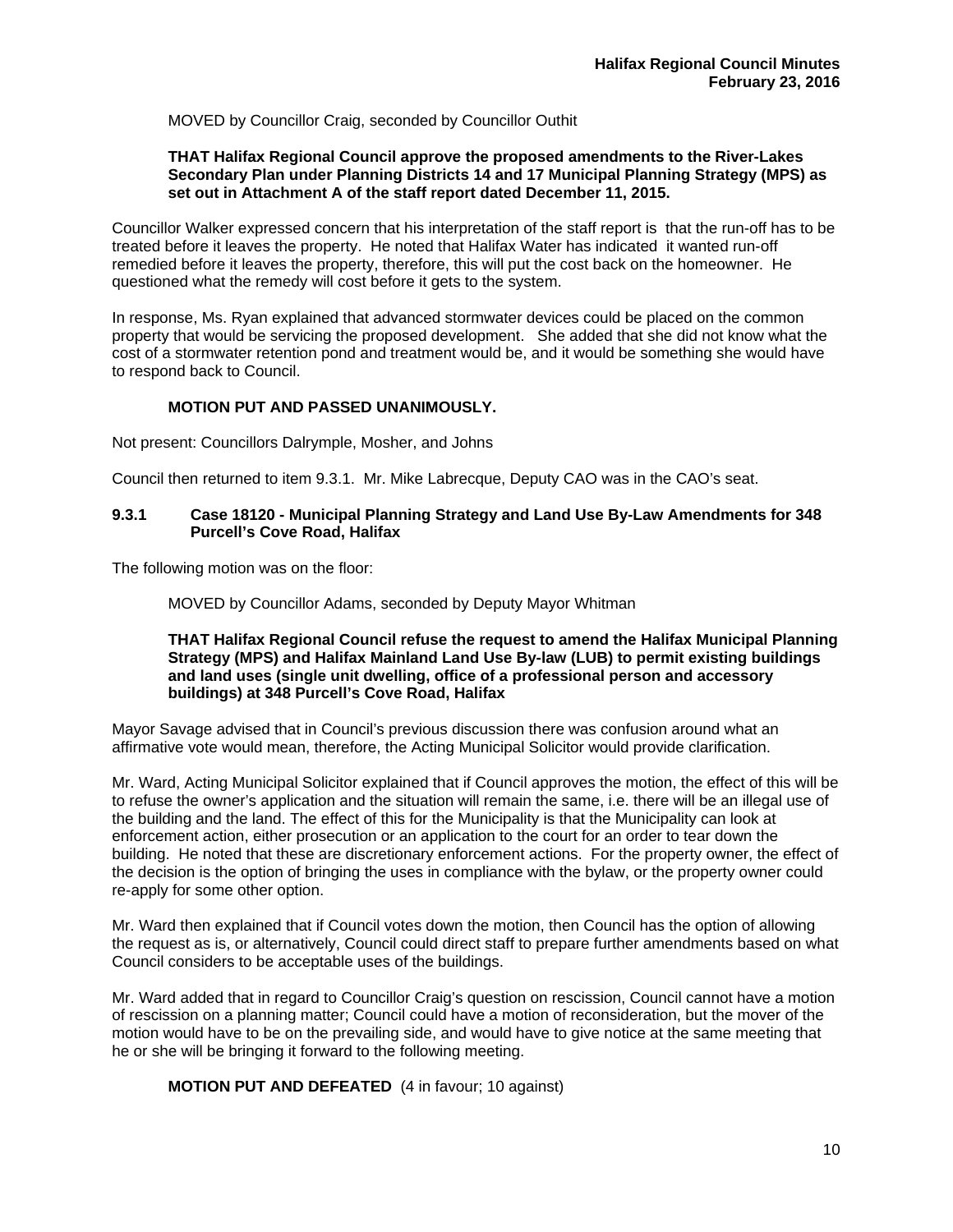MOVED by Councillor Craig, seconded by Councillor Outhit

**THAT Halifax Regional Council approve the proposed amendments to the River-Lakes Secondary Plan under Planning Districts 14 and 17 Municipal Planning Strategy (MPS) as set out in Attachment A of the staff report dated December 11, 2015.**

Councillor Walker expressed concern that his interpretation of the staff report is that the run-off has to be treated before it leaves the property. He noted that Halifax Water has indicated it wanted run-off remedied before it leaves the property, therefore, this will put the cost back on the homeowner. He questioned what the remedy will cost before it gets to the system.

In response, Ms. Ryan explained that advanced stormwater devices could be placed on the common property that would be servicing the proposed development. She added that she did not know what the cost of a stormwater retention pond and treatment would be, and it would be something she would have to respond back to Council.

**MOTION PUT AND PASSED UNANIMOUSLY.**

Not present: Councillors Dalrymple, Mosher, and Johns

Council then returned to item 9.3.1. Mr. Mike Labrecque, Deputy CAO was in the CAO's seat.

### 9.3.1 Case 18120 - Municipal Planning Strategy and Land Use By-Law Amendments for 348 Purcell's Cove Road, Halifax

The following motion was on the floor:

MOVED by Councillor Adams, seconded by Deputy Mayor Whitman

**THAT Halifax Regional Council refuse the request to amend the Halifax Municipal Planning Strategy (MPS) and Halifax Mainland Land Use By-law (LUB) to permit existing buildings and land uses (single unit dwelling, office of a professional person and accessory buildings) at 348 Purcell's Cove Road, Halifax**

Mayor Savage advised that in Council's previous discussion there was confusion around what an affirmative vote would mean, therefore, the Acting Municipal Solicitor would provide clarification.

Mr. Ward, Acting Municipal Solicitor explained that if Council approves the motion, the effect of this will be to refuse the owner's application and the situation will remain the same, i.e. there will be an illegal use of the building and the land. The effect of this for the Municipality is that the Municipality can look at enforcement action, either prosecution or an application to the court for an order to tear down the building. He noted that these are discretionary enforcement actions. For the property owner, the effect of the decision is the option of bringing the uses in compliance with the bylaw, or the property owner could re-apply for some other option.

Mr. Ward then explained that if Council votes down the motion, then Council has the option of allowing the request as is, or alternatively, Council could direct staff to prepare further amendments based on what Council considers to be acceptable uses of the buildings.

Mr. Ward added that in regard to Councillor Craig's question on rescission, Council cannot have a motion of rescission on a planning matter; Council could have a motion of reconsideration, but the mover of the motion would have to be on the prevailing side, and would have to give notice at the same meeting that he or she will be bringing it forward to the following meeting.

**MOTION PUT AND DEFEATED** (4 in favour; 10 against)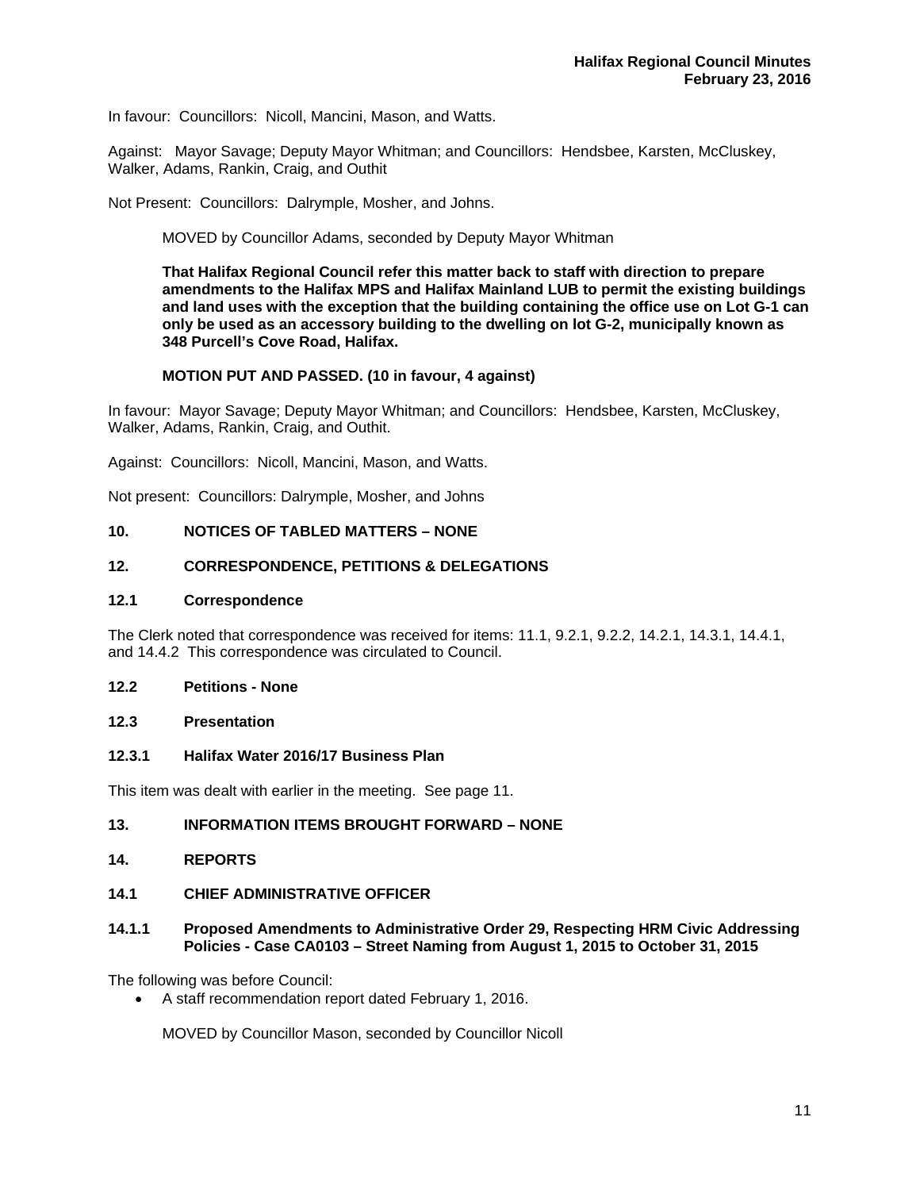In favour: Councillors: Nicoll, Mancini, Mason, and Watts.

Against: Mayor Savage; Deputy Mayor Whitman; and Councillors: Hendsbee, Karsten, McCluskey, Walker, Adams, Rankin, Craig, and Outhit

Not Present: Councillors: Dalrymple, Mosher, and Johns.

MOVED by Councillor Adams, seconded by Deputy Mayor Whitman

**That Halifax Regional Council refer this matter back to staff with direction to prepare amendments to the Halifax MPS and Halifax Mainland LUB to permit the existing buildings and land uses with the exception that the building containing the office use on Lot G-1 can only be used as an accessory building to the dwelling on lot G-2, municipally known as 348 Purcell's Cove Road, Halifax.**

**MOTION PUT AND PASSED. (10 in favour, 4 against)**

In favour: Mayor Savage; Deputy Mayor Whitman; and Councillors: Hendsbee, Karsten, McCluskey, Walker, Adams, Rankin, Craig, and Outhit.

Against: Councillors: Nicoll, Mancini, Mason, and Watts.

Not present: Councillors: Dalrymple, Mosher, and Johns

## 10. NOTICES OF TABLED MATTERS – NONE

## 12. CORRESPONDENCE, PETITIONS & DELEGATIONS

### 12.1 Correspondence

The Clerk noted that correspondence was received for items: 11.1, 9.2.1, 9.2.2, 14.2.1, 14.3.1, 14.4.1, and 14.4.2 This correspondence was circulated to Council.

### 12.2 Petitions - None

### 12.3 Presentation

#### 12.3.1 Halifax Water 2016/17 Business Plan

This item was dealt with earlier in the meeting. See page 11.

## 13. INFORMATION ITEMS BROUGHT FORWARD – NONE

## 14. REPORTS

### 14.1 CHIEF ADMINISTRATIVE OFFICER

#### 14.1.1 Proposed Amendments to Administrative Order 29, Respecting HRM Civic Addressing Policies - Case CA0103 – Street Naming from August 1, 2015 to October 31, 2015

The following was before Council:

- A staff recommendation report dated February 1, 2016.

MOVED by Councillor Mason, seconded by Councillor Nicoll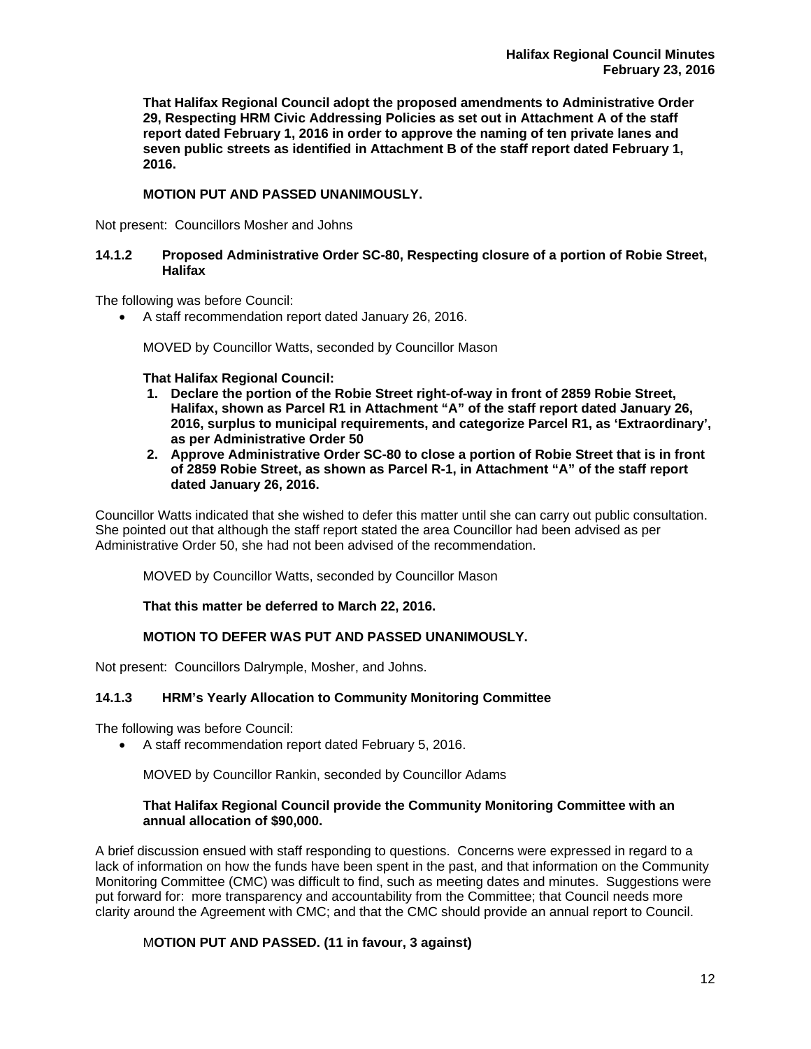**That Halifax Regional Council adopt the proposed amendments to Administrative Order 29, Respecting HRM Civic Addressing Policies as set out in Attachment A of the staff report dated February 1, 2016 in order to approve the naming of ten private lanes and seven public streets as identified in Attachment B of the staff report dated February 1, 2016.**

**MOTION PUT AND PASSED UNANIMOUSLY.**

Not present: Councillors Mosher and Johns

### 14.1.2 Proposed Administrative Order SC-80, Respecting closure of a portion of Robie Street, Halifax

The following was before Council:

- A staff recommendation report dated January 26, 2016.

MOVED by Councillor Watts, seconded by Councillor Mason

**That Halifax Regional Council:**

1. **Declare the portion of the Robie Street right-of-way in front of 2859 Robie Street, Halifax, shown as Parcel R1 in Attachment "A" of the staff report dated January 26, 2016, surplus to municipal requirements, and categorize Parcel R1, as 'Extraordinary', as per Administrative Order 50**
2. **Approve Administrative Order SC-80 to close a portion of Robie Street that is in front of 2859 Robie Street, as shown as Parcel R-1, in Attachment "A" of the staff report dated January 26, 2016.**

Councillor Watts indicated that she wished to defer this matter until she can carry out public consultation. She pointed out that although the staff report stated the area Councillor had been advised as per Administrative Order 50, she had not been advised of the recommendation.

MOVED by Councillor Watts, seconded by Councillor Mason

**That this matter be deferred to March 22, 2016.**

**MOTION TO DEFER WAS PUT AND PASSED UNANIMOUSLY.**

Not present: Councillors Dalrymple, Mosher, and Johns.

### 14.1.3 HRM's Yearly Allocation to Community Monitoring Committee

The following was before Council:

- A staff recommendation report dated February 5, 2016.

MOVED by Councillor Rankin, seconded by Councillor Adams

**That Halifax Regional Council provide the Community Monitoring Committee with an annual allocation of $90,000.**

A brief discussion ensued with staff responding to questions. Concerns were expressed in regard to a lack of information on how the funds have been spent in the past, and that information on the Community Monitoring Committee (CMC) was difficult to find, such as meeting dates and minutes. Suggestions were put forward for: more transparency and accountability from the Committee; that Council needs more clarity around the Agreement with CMC; and that the CMC should provide an annual report to Council.

M**OTION PUT AND PASSED. (11 in favour, 3 against)**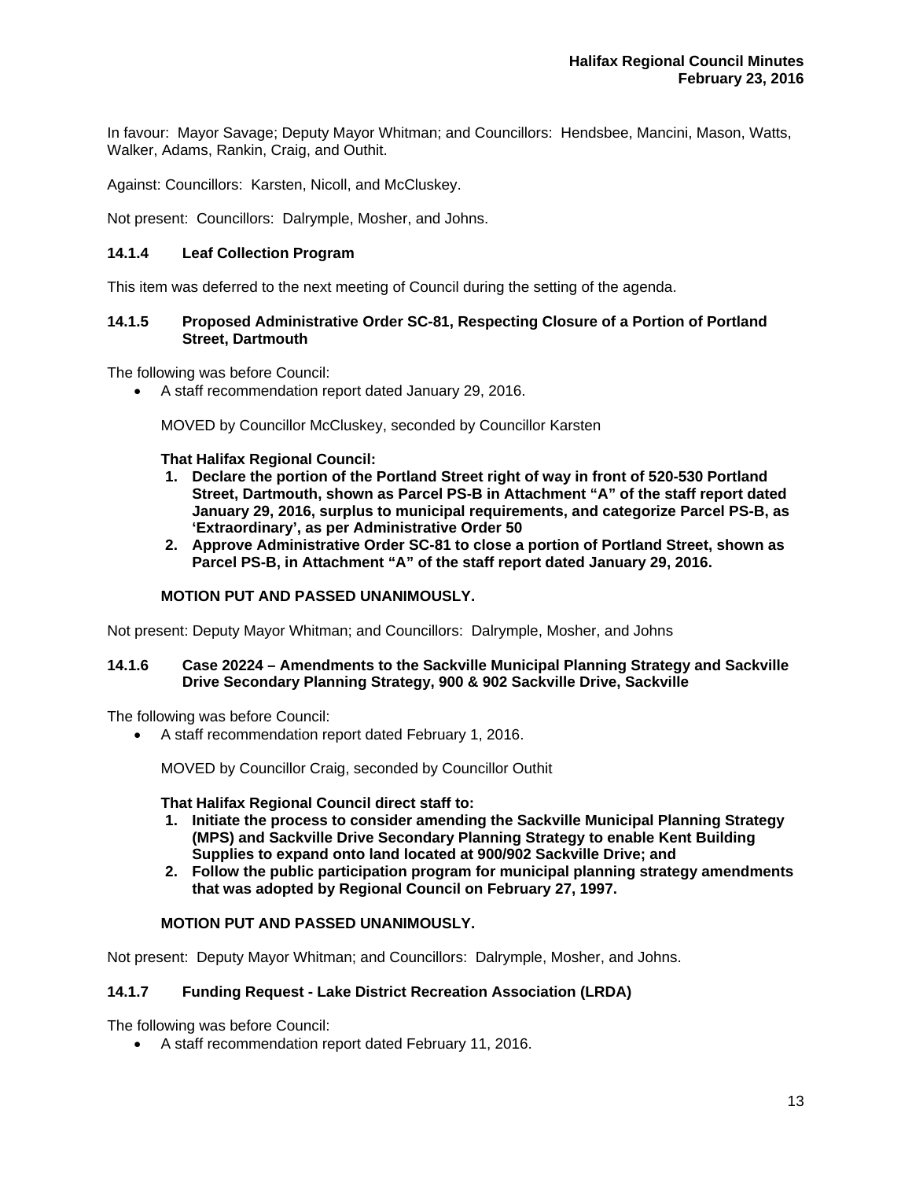In favour: Mayor Savage; Deputy Mayor Whitman; and Councillors: Hendsbee, Mancini, Mason, Watts, Walker, Adams, Rankin, Craig, and Outhit.

Against: Councillors: Karsten, Nicoll, and McCluskey.

Not present: Councillors: Dalrymple, Mosher, and Johns.

### 14.1.4 Leaf Collection Program

This item was deferred to the next meeting of Council during the setting of the agenda.

### 14.1.5 Proposed Administrative Order SC-81, Respecting Closure of a Portion of Portland Street, Dartmouth

The following was before Council:

- A staff recommendation report dated January 29, 2016.

MOVED by Councillor McCluskey, seconded by Councillor Karsten

**That Halifax Regional Council:**

1. **Declare the portion of the Portland Street right of way in front of 520-530 Portland Street, Dartmouth, shown as Parcel PS-B in Attachment "A" of the staff report dated January 29, 2016, surplus to municipal requirements, and categorize Parcel PS-B, as 'Extraordinary', as per Administrative Order 50**
2. **Approve Administrative Order SC-81 to close a portion of Portland Street, shown as Parcel PS-B, in Attachment "A" of the staff report dated January 29, 2016.**

**MOTION PUT AND PASSED UNANIMOUSLY.**

Not present: Deputy Mayor Whitman; and Councillors: Dalrymple, Mosher, and Johns

### 14.1.6 Case 20224 – Amendments to the Sackville Municipal Planning Strategy and Sackville Drive Secondary Planning Strategy, 900 & 902 Sackville Drive, Sackville

The following was before Council:

- A staff recommendation report dated February 1, 2016.

MOVED by Councillor Craig, seconded by Councillor Outhit

**That Halifax Regional Council direct staff to:**

1. **Initiate the process to consider amending the Sackville Municipal Planning Strategy (MPS) and Sackville Drive Secondary Planning Strategy to enable Kent Building Supplies to expand onto land located at 900/902 Sackville Drive; and**
2. **Follow the public participation program for municipal planning strategy amendments that was adopted by Regional Council on February 27, 1997.**

**MOTION PUT AND PASSED UNANIMOUSLY.**

Not present: Deputy Mayor Whitman; and Councillors: Dalrymple, Mosher, and Johns.

### 14.1.7 Funding Request - Lake District Recreation Association (LRDA)

The following was before Council:

- A staff recommendation report dated February 11, 2016.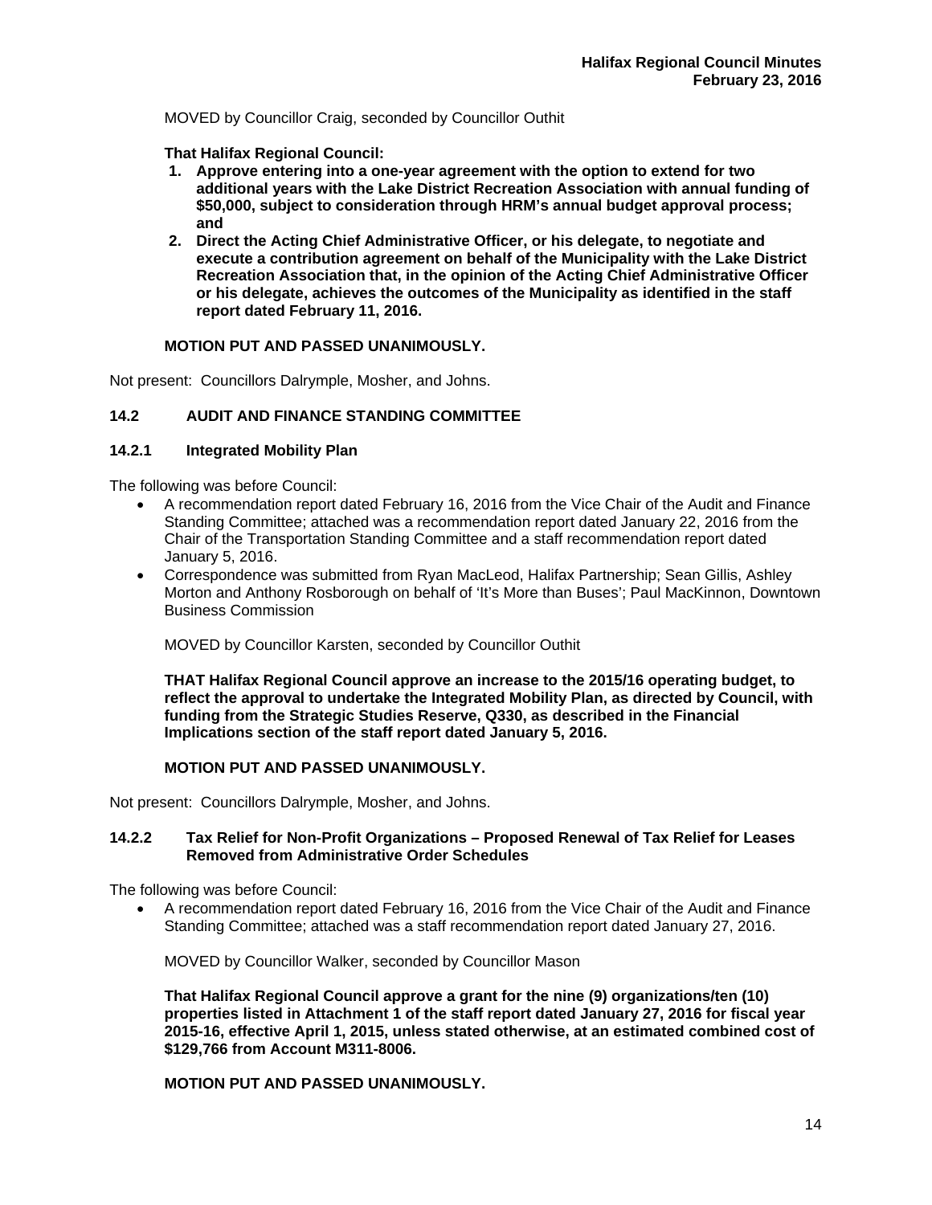MOVED by Councillor Craig, seconded by Councillor Outhit

**That Halifax Regional Council:**

1. **Approve entering into a one-year agreement with the option to extend for two additional years with the Lake District Recreation Association with annual funding of $50,000, subject to consideration through HRM's annual budget approval process; and**
2. **Direct the Acting Chief Administrative Officer, or his delegate, to negotiate and execute a contribution agreement on behalf of the Municipality with the Lake District Recreation Association that, in the opinion of the Acting Chief Administrative Officer or his delegate, achieves the outcomes of the Municipality as identified in the staff report dated February 11, 2016.**

**MOTION PUT AND PASSED UNANIMOUSLY.**

Not present: Councillors Dalrymple, Mosher, and Johns.

## 14.2 AUDIT AND FINANCE STANDING COMMITTEE

### 14.2.1 Integrated Mobility Plan

The following was before Council:

- A recommendation report dated February 16, 2016 from the Vice Chair of the Audit and Finance Standing Committee; attached was a recommendation report dated January 22, 2016 from the Chair of the Transportation Standing Committee and a staff recommendation report dated January 5, 2016.
- Correspondence was submitted from Ryan MacLeod, Halifax Partnership; Sean Gillis, Ashley Morton and Anthony Rosborough on behalf of 'It's More than Buses'; Paul MacKinnon, Downtown Business Commission

MOVED by Councillor Karsten, seconded by Councillor Outhit

**THAT Halifax Regional Council approve an increase to the 2015/16 operating budget, to reflect the approval to undertake the Integrated Mobility Plan, as directed by Council, with funding from the Strategic Studies Reserve, Q330, as described in the Financial Implications section of the staff report dated January 5, 2016.**

**MOTION PUT AND PASSED UNANIMOUSLY.**

Not present: Councillors Dalrymple, Mosher, and Johns.

### 14.2.2 Tax Relief for Non-Profit Organizations – Proposed Renewal of Tax Relief for Leases Removed from Administrative Order Schedules

The following was before Council:

- A recommendation report dated February 16, 2016 from the Vice Chair of the Audit and Finance Standing Committee; attached was a staff recommendation report dated January 27, 2016.

MOVED by Councillor Walker, seconded by Councillor Mason

**That Halifax Regional Council approve a grant for the nine (9) organizations/ten (10) properties listed in Attachment 1 of the staff report dated January 27, 2016 for fiscal year 2015-16, effective April 1, 2015, unless stated otherwise, at an estimated combined cost of $129,766 from Account M311-8006.**

**MOTION PUT AND PASSED UNANIMOUSLY.**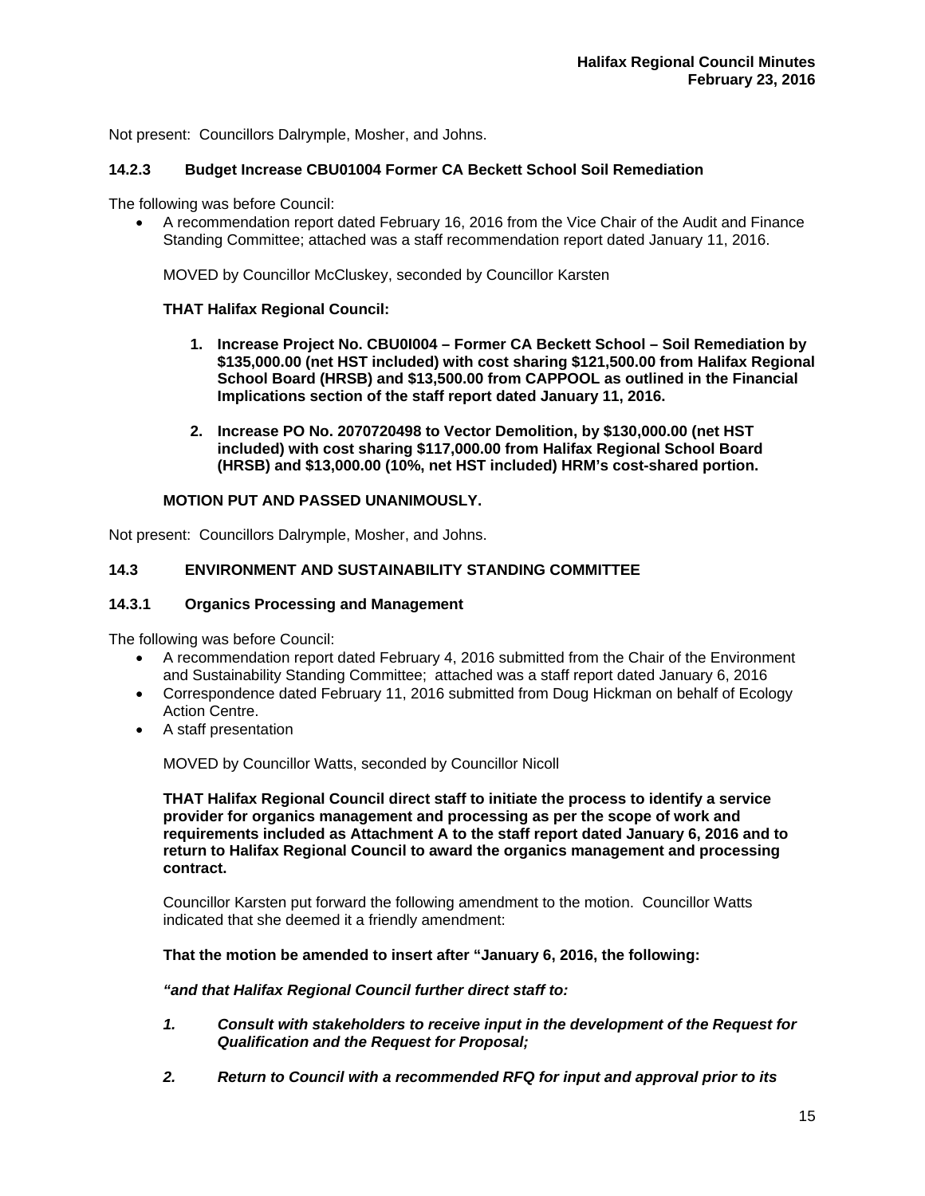Not present: Councillors Dalrymple, Mosher, and Johns.

### 14.2.3 Budget Increase CBU01004 Former CA Beckett School Soil Remediation

The following was before Council:

- A recommendation report dated February 16, 2016 from the Vice Chair of the Audit and Finance Standing Committee; attached was a staff recommendation report dated January 11, 2016.

MOVED by Councillor McCluskey, seconded by Councillor Karsten

**THAT Halifax Regional Council:**

1. **Increase Project No. CBU0I004 – Former CA Beckett School – Soil Remediation by $135,000.00 (net HST included) with cost sharing $121,500.00 from Halifax Regional School Board (HRSB) and $13,500.00 from CAPPOOL as outlined in the Financial Implications section of the staff report dated January 11, 2016.**

2. **Increase PO No. 2070720498 to Vector Demolition, by $130,000.00 (net HST included) with cost sharing $117,000.00 from Halifax Regional School Board (HRSB) and $13,000.00 (10%, net HST included) HRM's cost-shared portion.**

**MOTION PUT AND PASSED UNANIMOUSLY.**

Not present: Councillors Dalrymple, Mosher, and Johns.

### 14.3 ENVIRONMENT AND SUSTAINABILITY STANDING COMMITTEE

### 14.3.1 Organics Processing and Management

The following was before Council:

- A recommendation report dated February 4, 2016 submitted from the Chair of the Environment and Sustainability Standing Committee; attached was a staff report dated January 6, 2016
- Correspondence dated February 11, 2016 submitted from Doug Hickman on behalf of Ecology Action Centre.
- A staff presentation

MOVED by Councillor Watts, seconded by Councillor Nicoll

**THAT Halifax Regional Council direct staff to initiate the process to identify a service provider for organics management and processing as per the scope of work and requirements included as Attachment A to the staff report dated January 6, 2016 and to return to Halifax Regional Council to award the organics management and processing contract.**

Councillor Karsten put forward the following amendment to the motion. Councillor Watts indicated that she deemed it a friendly amendment:

**That the motion be amended to insert after "January 6, 2016, the following:**

***"and that Halifax Regional Council further direct staff to:***

1. ***Consult with stakeholders to receive input in the development of the Request for Qualification and the Request for Proposal;***

2. ***Return to Council with a recommended RFQ for input and approval prior to its***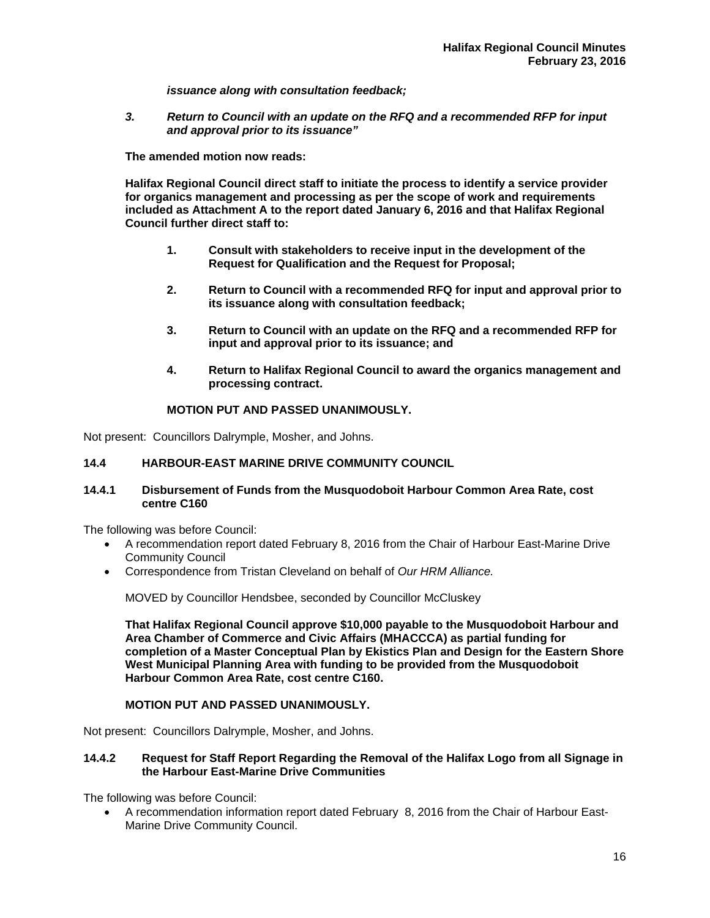***issuance along with consultation feedback;***

***3. Return to Council with an update on the RFQ and a recommended RFP for input and approval prior to its issuance"***

**The amended motion now reads:**

**Halifax Regional Council direct staff to initiate the process to identify a service provider for organics management and processing as per the scope of work and requirements included as Attachment A to the report dated January 6, 2016 and that Halifax Regional Council further direct staff to:**

1. **Consult with stakeholders to receive input in the development of the Request for Qualification and the Request for Proposal;**
2. **Return to Council with a recommended RFQ for input and approval prior to its issuance along with consultation feedback;**
3. **Return to Council with an update on the RFQ and a recommended RFP for input and approval prior to its issuance; and**
4. **Return to Halifax Regional Council to award the organics management and processing contract.**

**MOTION PUT AND PASSED UNANIMOUSLY.**

Not present: Councillors Dalrymple, Mosher, and Johns.

## 14.4 HARBOUR-EAST MARINE DRIVE COMMUNITY COUNCIL

### 14.4.1 Disbursement of Funds from the Musquodoboit Harbour Common Area Rate, cost centre C160

The following was before Council:

- A recommendation report dated February 8, 2016 from the Chair of Harbour East-Marine Drive Community Council
- Correspondence from Tristan Cleveland on behalf of *Our HRM Alliance.*

MOVED by Councillor Hendsbee, seconded by Councillor McCluskey

**That Halifax Regional Council approve $10,000 payable to the Musquodoboit Harbour and Area Chamber of Commerce and Civic Affairs (MHACCCA) as partial funding for completion of a Master Conceptual Plan by Ekistics Plan and Design for the Eastern Shore West Municipal Planning Area with funding to be provided from the Musquodoboit Harbour Common Area Rate, cost centre C160.**

**MOTION PUT AND PASSED UNANIMOUSLY.**

Not present: Councillors Dalrymple, Mosher, and Johns.

### 14.4.2 Request for Staff Report Regarding the Removal of the Halifax Logo from all Signage in the Harbour East-Marine Drive Communities

The following was before Council:

- A recommendation information report dated February 8, 2016 from the Chair of Harbour East-Marine Drive Community Council.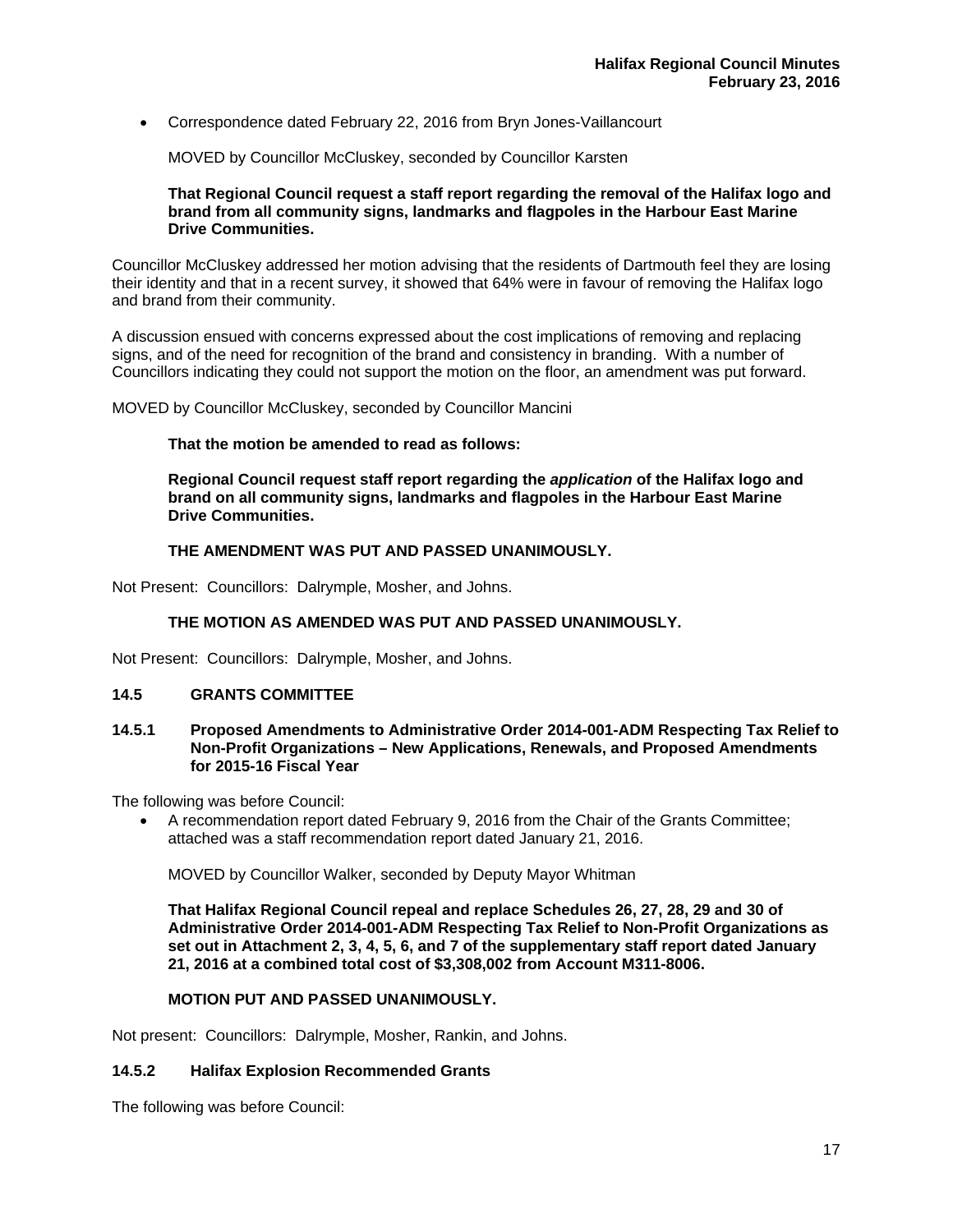- Correspondence dated February 22, 2016 from Bryn Jones-Vaillancourt

  MOVED by Councillor McCluskey, seconded by Councillor Karsten

  **That Regional Council request a staff report regarding the removal of the Halifax logo and brand from all community signs, landmarks and flagpoles in the Harbour East Marine Drive Communities.**

Councillor McCluskey addressed her motion advising that the residents of Dartmouth feel they are losing their identity and that in a recent survey, it showed that 64% were in favour of removing the Halifax logo and brand from their community.

A discussion ensued with concerns expressed about the cost implications of removing and replacing signs, and of the need for recognition of the brand and consistency in branding. With a number of Councillors indicating they could not support the motion on the floor, an amendment was put forward.

MOVED by Councillor McCluskey, seconded by Councillor Mancini

**That the motion be amended to read as follows:**

**Regional Council request staff report regarding the *application* of the Halifax logo and brand on all community signs, landmarks and flagpoles in the Harbour East Marine Drive Communities.**

**THE AMENDMENT WAS PUT AND PASSED UNANIMOUSLY.**

Not Present: Councillors: Dalrymple, Mosher, and Johns.

**THE MOTION AS AMENDED WAS PUT AND PASSED UNANIMOUSLY.**

Not Present: Councillors: Dalrymple, Mosher, and Johns.

### 14.5 GRANTS COMMITTEE

### 14.5.1 Proposed Amendments to Administrative Order 2014-001-ADM Respecting Tax Relief to Non-Profit Organizations – New Applications, Renewals, and Proposed Amendments for 2015-16 Fiscal Year

The following was before Council:

- A recommendation report dated February 9, 2016 from the Chair of the Grants Committee; attached was a staff recommendation report dated January 21, 2016.

  MOVED by Councillor Walker, seconded by Deputy Mayor Whitman

  **That Halifax Regional Council repeal and replace Schedules 26, 27, 28, 29 and 30 of Administrative Order 2014-001-ADM Respecting Tax Relief to Non-Profit Organizations as set out in Attachment 2, 3, 4, 5, 6, and 7 of the supplementary staff report dated January 21, 2016 at a combined total cost of $3,308,002 from Account M311-8006.**

  **MOTION PUT AND PASSED UNANIMOUSLY.**

Not present: Councillors: Dalrymple, Mosher, Rankin, and Johns.

### 14.5.2 Halifax Explosion Recommended Grants

The following was before Council: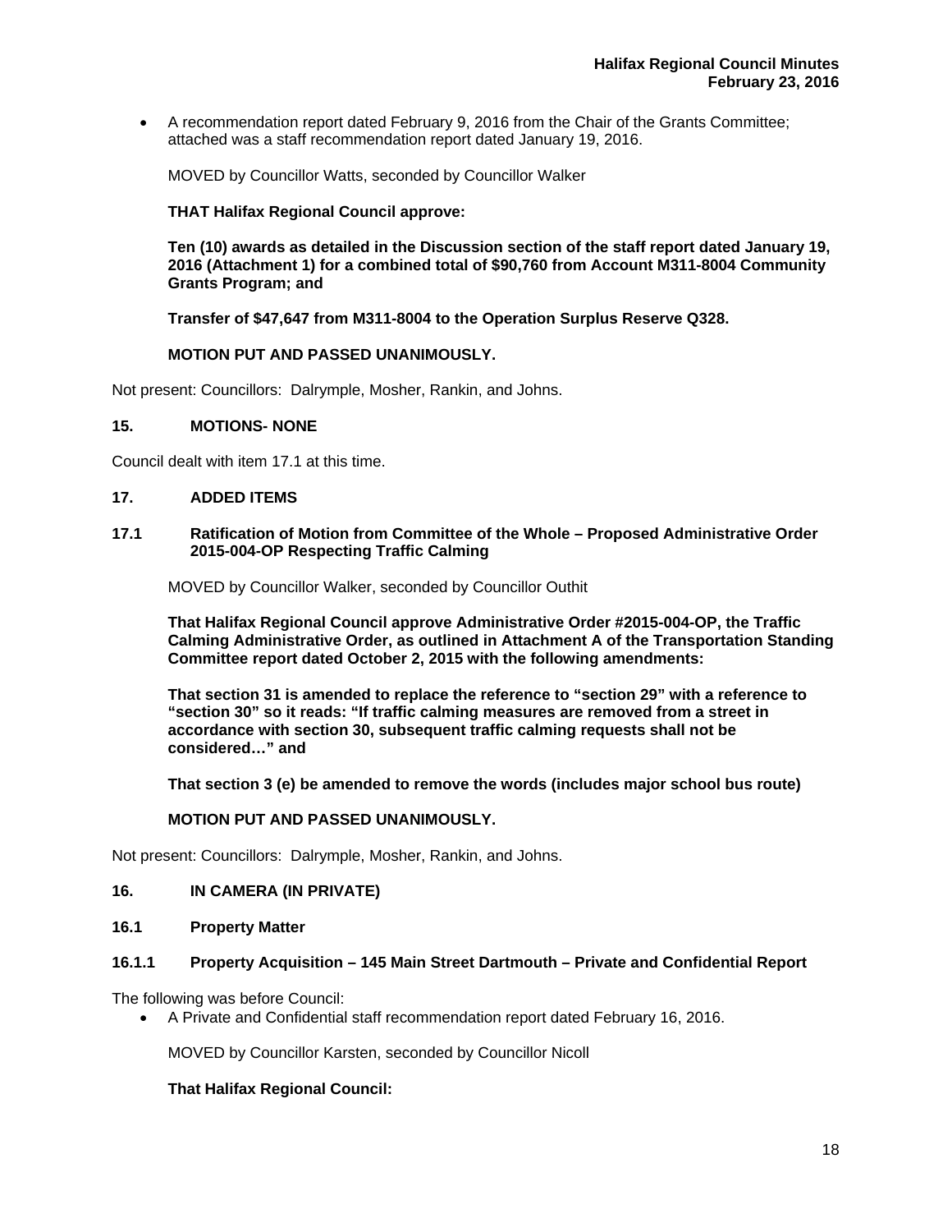- A recommendation report dated February 9, 2016 from the Chair of the Grants Committee; attached was a staff recommendation report dated January 19, 2016.

MOVED by Councillor Watts, seconded by Councillor Walker

**THAT Halifax Regional Council approve:**

**Ten (10) awards as detailed in the Discussion section of the staff report dated January 19, 2016 (Attachment 1) for a combined total of $90,760 from Account M311-8004 Community Grants Program; and**

**Transfer of $47,647 from M311-8004 to the Operation Surplus Reserve Q328.**

**MOTION PUT AND PASSED UNANIMOUSLY.**

Not present: Councillors: Dalrymple, Mosher, Rankin, and Johns.

## 15. MOTIONS- NONE

Council dealt with item 17.1 at this time.

## 17. ADDED ITEMS

### 17.1 Ratification of Motion from Committee of the Whole – Proposed Administrative Order 2015-004-OP Respecting Traffic Calming

MOVED by Councillor Walker, seconded by Councillor Outhit

**That Halifax Regional Council approve Administrative Order #2015-004-OP, the Traffic Calming Administrative Order, as outlined in Attachment A of the Transportation Standing Committee report dated October 2, 2015 with the following amendments:**

**That section 31 is amended to replace the reference to "section 29" with a reference to "section 30" so it reads: "If traffic calming measures are removed from a street in accordance with section 30, subsequent traffic calming requests shall not be considered…" and**

**That section 3 (e) be amended to remove the words (includes major school bus route)**

**MOTION PUT AND PASSED UNANIMOUSLY.**

Not present: Councillors: Dalrymple, Mosher, Rankin, and Johns.

## 16. IN CAMERA (IN PRIVATE)

### 16.1 Property Matter

#### 16.1.1 Property Acquisition – 145 Main Street Dartmouth – Private and Confidential Report

The following was before Council:

- A Private and Confidential staff recommendation report dated February 16, 2016.

MOVED by Councillor Karsten, seconded by Councillor Nicoll

**That Halifax Regional Council:**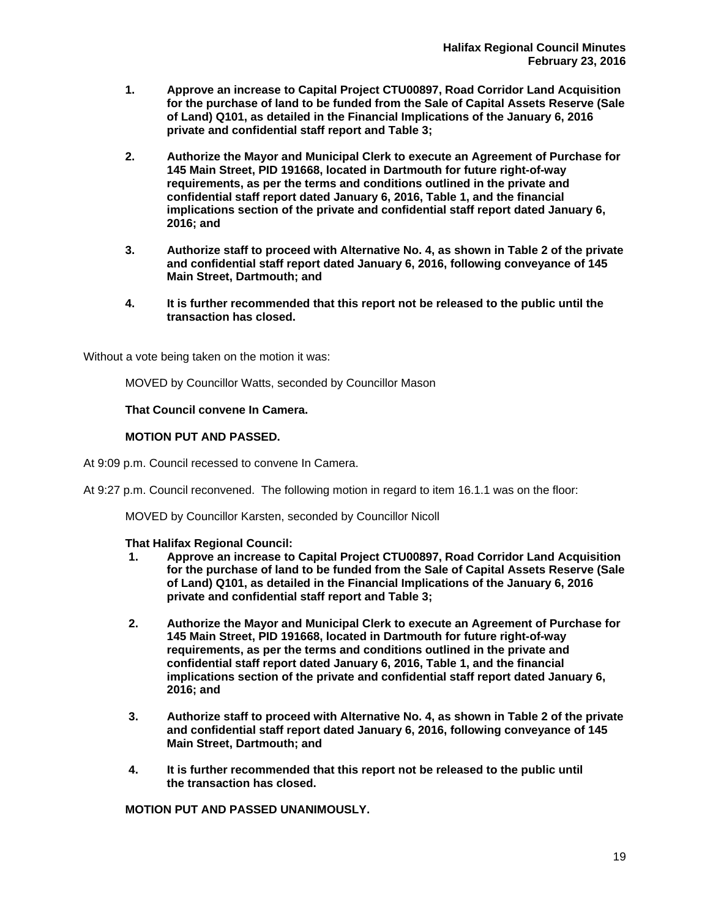1. **Approve an increase to Capital Project CTU00897, Road Corridor Land Acquisition for the purchase of land to be funded from the Sale of Capital Assets Reserve (Sale of Land) Q101, as detailed in the Financial Implications of the January 6, 2016 private and confidential staff report and Table 3;**

2. **Authorize the Mayor and Municipal Clerk to execute an Agreement of Purchase for 145 Main Street, PID 191668, located in Dartmouth for future right-of-way requirements, as per the terms and conditions outlined in the private and confidential staff report dated January 6, 2016, Table 1, and the financial implications section of the private and confidential staff report dated January 6, 2016; and**

3. **Authorize staff to proceed with Alternative No. 4, as shown in Table 2 of the private and confidential staff report dated January 6, 2016, following conveyance of 145 Main Street, Dartmouth; and**

4. **It is further recommended that this report not be released to the public until the transaction has closed.**

Without a vote being taken on the motion it was:

MOVED by Councillor Watts, seconded by Councillor Mason

**That Council convene In Camera.**

**MOTION PUT AND PASSED.**

At 9:09 p.m. Council recessed to convene In Camera.

At 9:27 p.m. Council reconvened. The following motion in regard to item 16.1.1 was on the floor:

MOVED by Councillor Karsten, seconded by Councillor Nicoll

**That Halifax Regional Council:**

1. **Approve an increase to Capital Project CTU00897, Road Corridor Land Acquisition for the purchase of land to be funded from the Sale of Capital Assets Reserve (Sale of Land) Q101, as detailed in the Financial Implications of the January 6, 2016 private and confidential staff report and Table 3;**

2. **Authorize the Mayor and Municipal Clerk to execute an Agreement of Purchase for 145 Main Street, PID 191668, located in Dartmouth for future right-of-way requirements, as per the terms and conditions outlined in the private and confidential staff report dated January 6, 2016, Table 1, and the financial implications section of the private and confidential staff report dated January 6, 2016; and**

3. **Authorize staff to proceed with Alternative No. 4, as shown in Table 2 of the private and confidential staff report dated January 6, 2016, following conveyance of 145 Main Street, Dartmouth; and**

4. **It is further recommended that this report not be released to the public until the transaction has closed.**

**MOTION PUT AND PASSED UNANIMOUSLY.**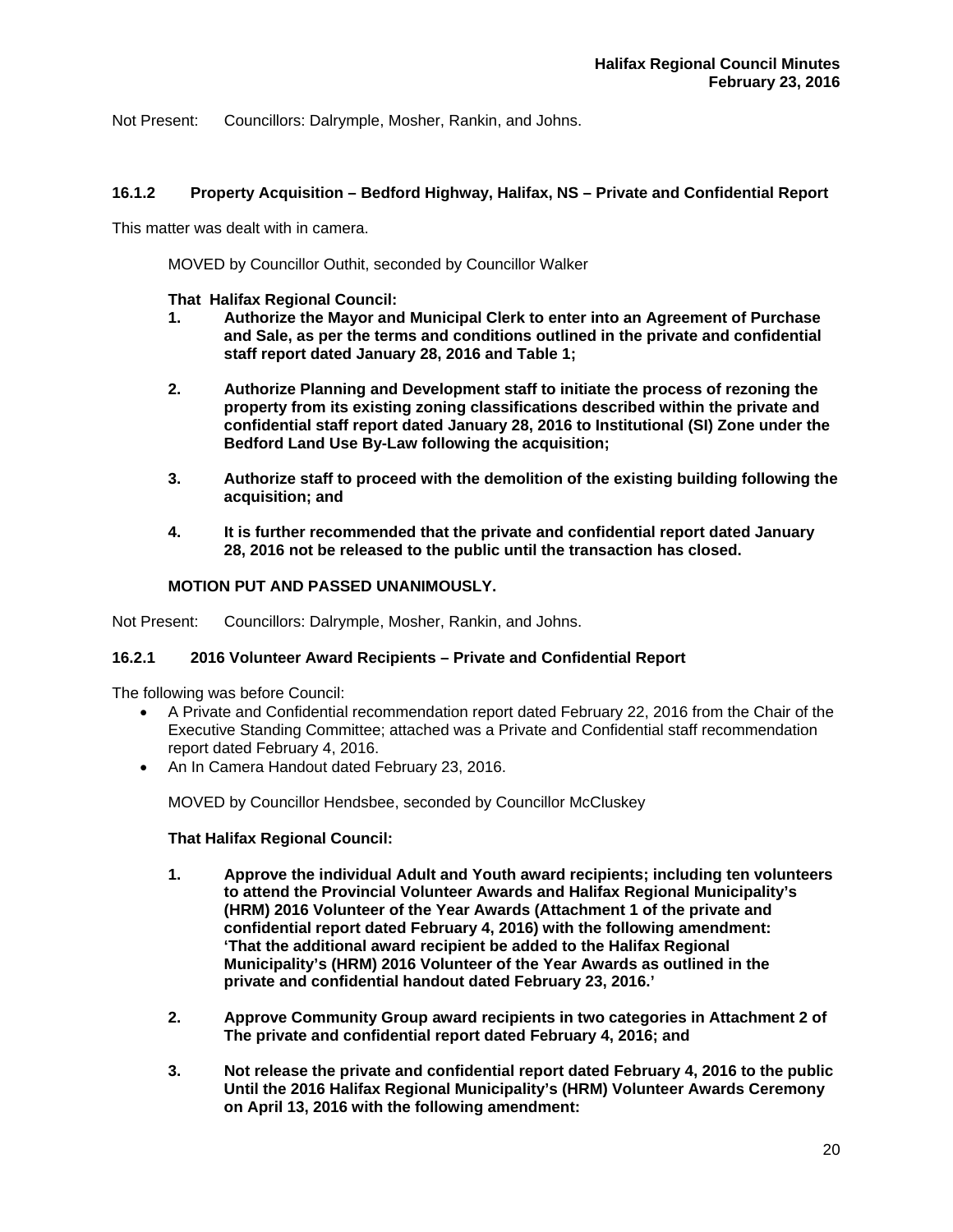Not Present: Councillors: Dalrymple, Mosher, Rankin, and Johns.

### 16.1.2 Property Acquisition – Bedford Highway, Halifax, NS – Private and Confidential Report

This matter was dealt with in camera.

MOVED by Councillor Outhit, seconded by Councillor Walker

**That Halifax Regional Council:**

1. **Authorize the Mayor and Municipal Clerk to enter into an Agreement of Purchase and Sale, as per the terms and conditions outlined in the private and confidential staff report dated January 28, 2016 and Table 1;**

2. **Authorize Planning and Development staff to initiate the process of rezoning the property from its existing zoning classifications described within the private and confidential staff report dated January 28, 2016 to Institutional (SI) Zone under the Bedford Land Use By-Law following the acquisition;**

3. **Authorize staff to proceed with the demolition of the existing building following the acquisition; and**

4. **It is further recommended that the private and confidential report dated January 28, 2016 not be released to the public until the transaction has closed.**

**MOTION PUT AND PASSED UNANIMOUSLY.**

Not Present: Councillors: Dalrymple, Mosher, Rankin, and Johns.

### 16.2.1 2016 Volunteer Award Recipients – Private and Confidential Report

The following was before Council:

- A Private and Confidential recommendation report dated February 22, 2016 from the Chair of the Executive Standing Committee; attached was a Private and Confidential staff recommendation report dated February 4, 2016.
- An In Camera Handout dated February 23, 2016.

MOVED by Councillor Hendsbee, seconded by Councillor McCluskey

**That Halifax Regional Council:**

1. **Approve the individual Adult and Youth award recipients; including ten volunteers to attend the Provincial Volunteer Awards and Halifax Regional Municipality's (HRM) 2016 Volunteer of the Year Awards (Attachment 1 of the private and confidential report dated February 4, 2016) with the following amendment: 'That the additional award recipient be added to the Halifax Regional Municipality's (HRM) 2016 Volunteer of the Year Awards as outlined in the private and confidential handout dated February 23, 2016.'**

2. **Approve Community Group award recipients in two categories in Attachment 2 of The private and confidential report dated February 4, 2016; and**

3. **Not release the private and confidential report dated February 4, 2016 to the public Until the 2016 Halifax Regional Municipality's (HRM) Volunteer Awards Ceremony on April 13, 2016 with the following amendment:**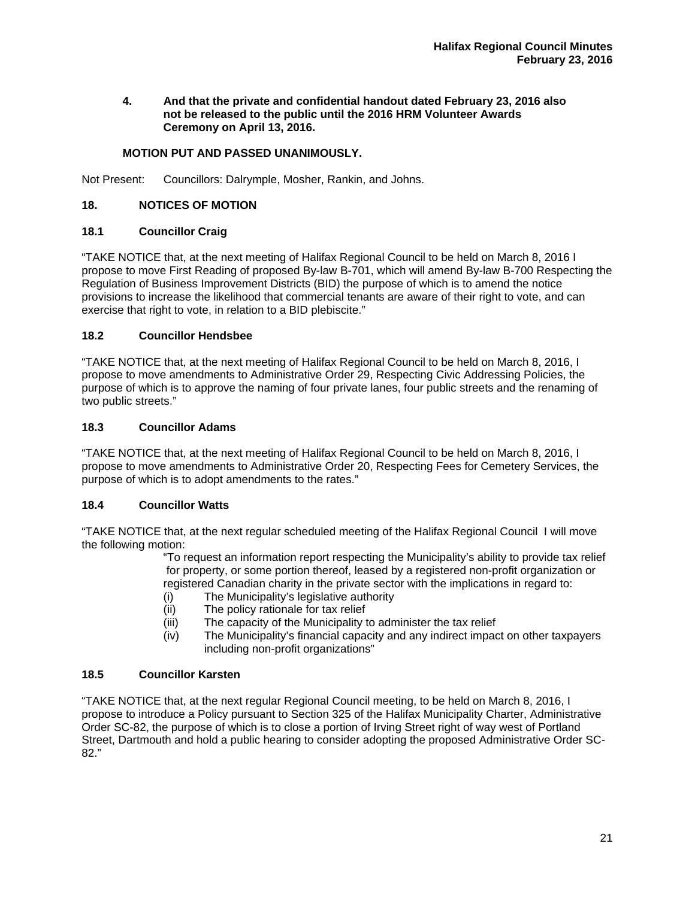4. **And that the private and confidential handout dated February 23, 2016 also not be released to the public until the 2016 HRM Volunteer Awards Ceremony on April 13, 2016.**

**MOTION PUT AND PASSED UNANIMOUSLY.**

Not Present: Councillors: Dalrymple, Mosher, Rankin, and Johns.

## 18. NOTICES OF MOTION

### 18.1 Councillor Craig

"TAKE NOTICE that, at the next meeting of Halifax Regional Council to be held on March 8, 2016 I propose to move First Reading of proposed By-law B-701, which will amend By-law B-700 Respecting the Regulation of Business Improvement Districts (BID) the purpose of which is to amend the notice provisions to increase the likelihood that commercial tenants are aware of their right to vote, and can exercise that right to vote, in relation to a BID plebiscite."

### 18.2 Councillor Hendsbee

"TAKE NOTICE that, at the next meeting of Halifax Regional Council to be held on March 8, 2016, I propose to move amendments to Administrative Order 29, Respecting Civic Addressing Policies, the purpose of which is to approve the naming of four private lanes, four public streets and the renaming of two public streets."

### 18.3 Councillor Adams

"TAKE NOTICE that, at the next meeting of Halifax Regional Council to be held on March 8, 2016, I propose to move amendments to Administrative Order 20, Respecting Fees for Cemetery Services, the purpose of which is to adopt amendments to the rates."

### 18.4 Councillor Watts

"TAKE NOTICE that, at the next regular scheduled meeting of the Halifax Regional Council I will move the following motion:

> "To request an information report respecting the Municipality's ability to provide tax relief for property, or some portion thereof, leased by a registered non-profit organization or registered Canadian charity in the private sector with the implications in regard to:
>
> (i) The Municipality's legislative authority
> (ii) The policy rationale for tax relief
> (iii) The capacity of the Municipality to administer the tax relief
> (iv) The Municipality's financial capacity and any indirect impact on other taxpayers including non-profit organizations"

### 18.5 Councillor Karsten

"TAKE NOTICE that, at the next regular Regional Council meeting, to be held on March 8, 2016, I propose to introduce a Policy pursuant to Section 325 of the Halifax Municipality Charter, Administrative Order SC-82, the purpose of which is to close a portion of Irving Street right of way west of Portland Street, Dartmouth and hold a public hearing to consider adopting the proposed Administrative Order SC-82."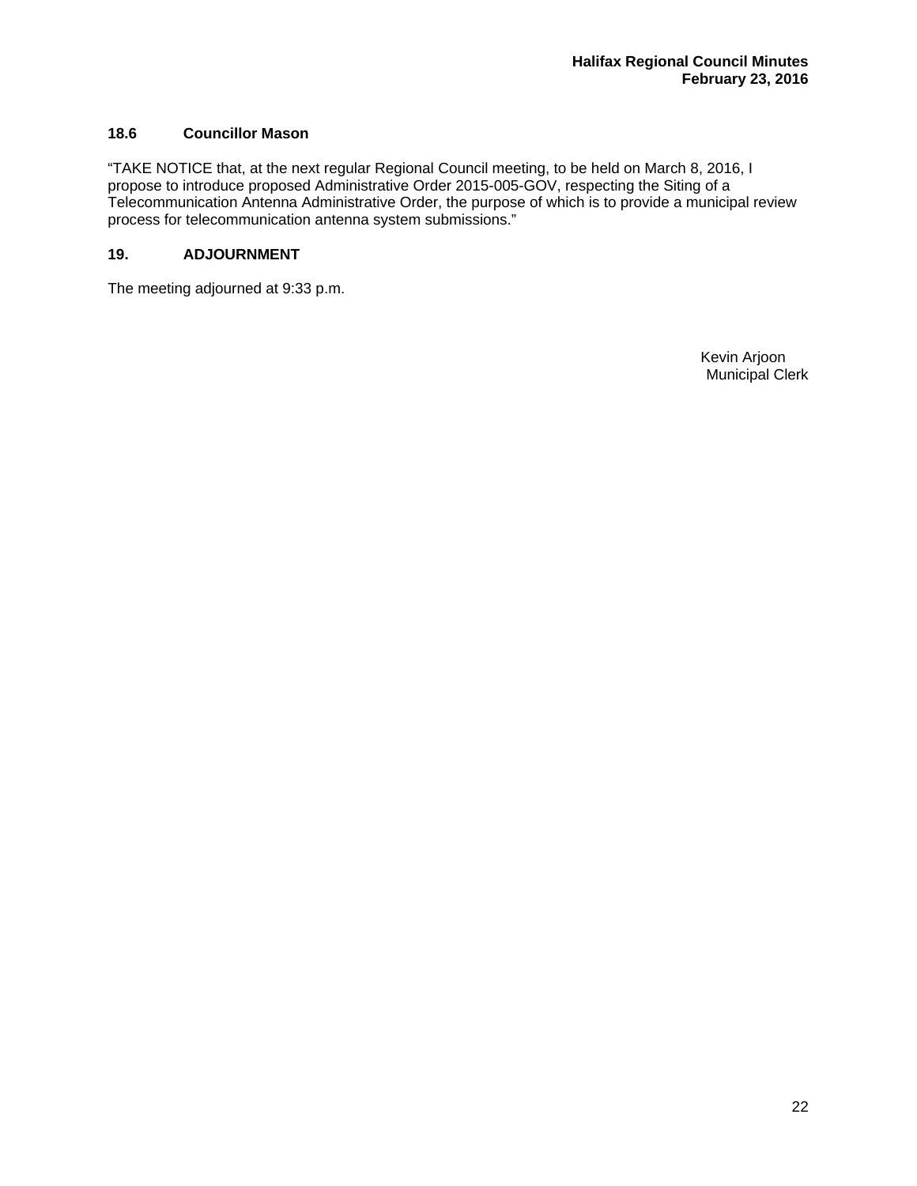### 18.6 Councillor Mason

"TAKE NOTICE that, at the next regular Regional Council meeting, to be held on March 8, 2016, I propose to introduce proposed Administrative Order 2015-005-GOV, respecting the Siting of a Telecommunication Antenna Administrative Order, the purpose of which is to provide a municipal review process for telecommunication antenna system submissions."

## 19. ADJOURNMENT

The meeting adjourned at 9:33 p.m.

Kevin Arjoon
Municipal Clerk